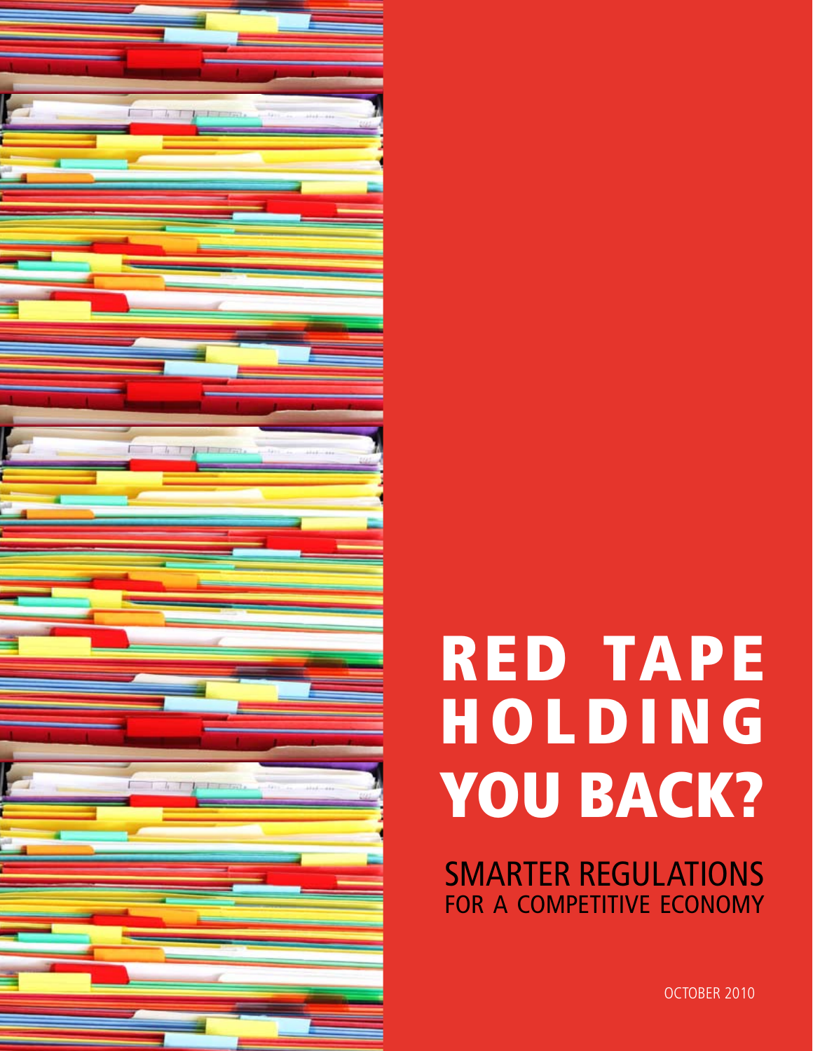# RED TAPE HOLDING YOU BACK?

## SMARTER REGULATIONS FOR A COMPETITIVE ECONOMY

OCTOBER 2010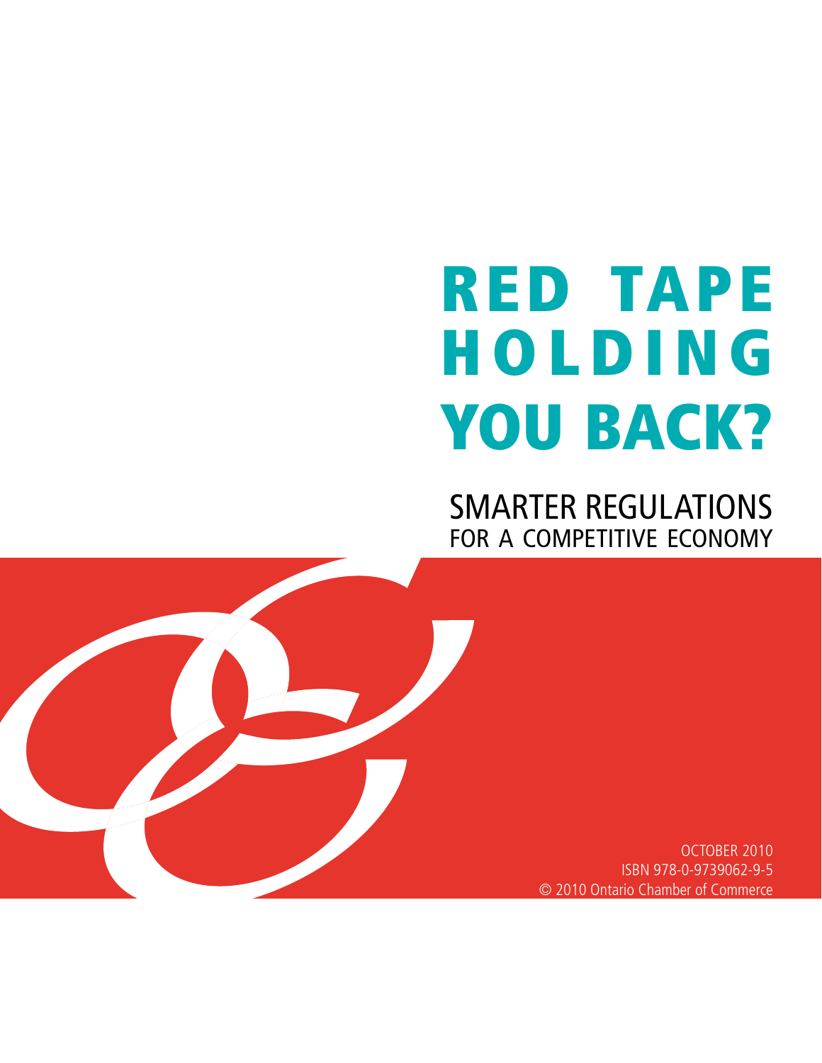# RED TAPE HOLDING YOU BACK?

## SMARTER REGULATIONS FOR A COMPETITIVE ECONOMY

OCTOBER 2010
ISBN 978-0-9739062-9-5
© 2010 Ontario Chamber of Commerce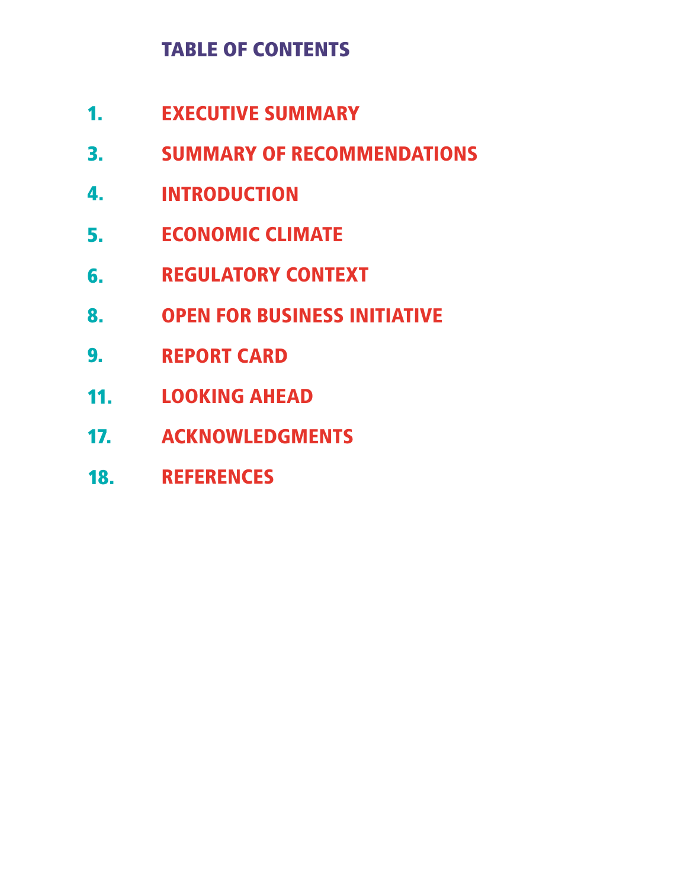# TABLE OF CONTENTS

1. EXECUTIVE SUMMARY
3. SUMMARY OF RECOMMENDATIONS
4. INTRODUCTION
5. ECONOMIC CLIMATE
6. REGULATORY CONTEXT
8. OPEN FOR BUSINESS INITIATIVE
9. REPORT CARD
11. LOOKING AHEAD
17. ACKNOWLEDGMENTS
18. REFERENCES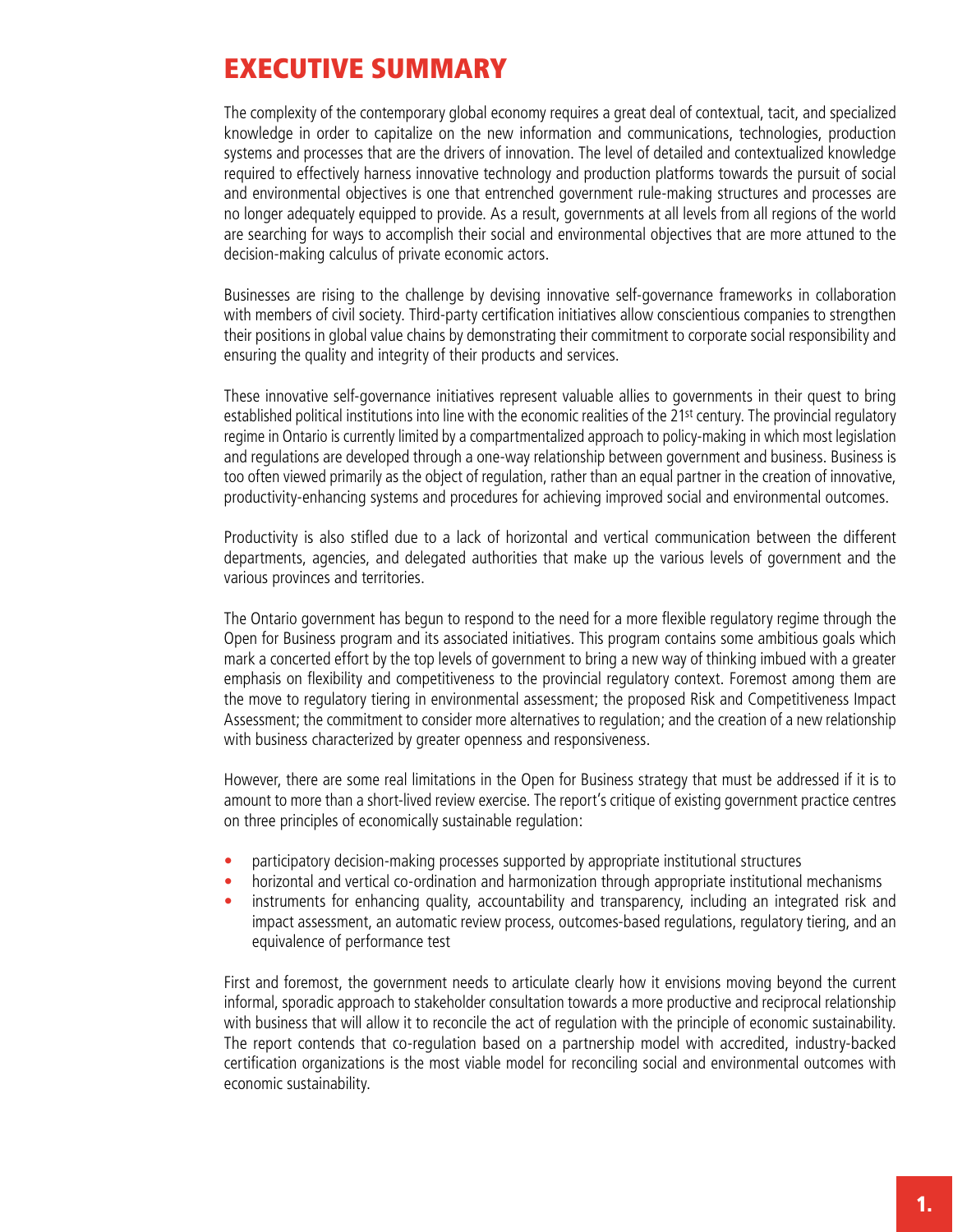# EXECUTIVE SUMMARY

The complexity of the contemporary global economy requires a great deal of contextual, tacit, and specialized knowledge in order to capitalize on the new information and communications, technologies, production systems and processes that are the drivers of innovation. The level of detailed and contextualized knowledge required to effectively harness innovative technology and production platforms towards the pursuit of social and environmental objectives is one that entrenched government rule-making structures and processes are no longer adequately equipped to provide. As a result, governments at all levels from all regions of the world are searching for ways to accomplish their social and environmental objectives that are more attuned to the decision-making calculus of private economic actors.

Businesses are rising to the challenge by devising innovative self-governance frameworks in collaboration with members of civil society. Third-party certification initiatives allow conscientious companies to strengthen their positions in global value chains by demonstrating their commitment to corporate social responsibility and ensuring the quality and integrity of their products and services.

These innovative self-governance initiatives represent valuable allies to governments in their quest to bring established political institutions into line with the economic realities of the 21st century. The provincial regulatory regime in Ontario is currently limited by a compartmentalized approach to policy-making in which most legislation and regulations are developed through a one-way relationship between government and business. Business is too often viewed primarily as the object of regulation, rather than an equal partner in the creation of innovative, productivity-enhancing systems and procedures for achieving improved social and environmental outcomes.

Productivity is also stifled due to a lack of horizontal and vertical communication between the different departments, agencies, and delegated authorities that make up the various levels of government and the various provinces and territories.

The Ontario government has begun to respond to the need for a more flexible regulatory regime through the Open for Business program and its associated initiatives. This program contains some ambitious goals which mark a concerted effort by the top levels of government to bring a new way of thinking imbued with a greater emphasis on flexibility and competitiveness to the provincial regulatory context. Foremost among them are the move to regulatory tiering in environmental assessment; the proposed Risk and Competitiveness Impact Assessment; the commitment to consider more alternatives to regulation; and the creation of a new relationship with business characterized by greater openness and responsiveness.

However, there are some real limitations in the Open for Business strategy that must be addressed if it is to amount to more than a short-lived review exercise. The report's critique of existing government practice centres on three principles of economically sustainable regulation:

- participatory decision-making processes supported by appropriate institutional structures
- horizontal and vertical co-ordination and harmonization through appropriate institutional mechanisms
- instruments for enhancing quality, accountability and transparency, including an integrated risk and impact assessment, an automatic review process, outcomes-based regulations, regulatory tiering, and an equivalence of performance test

First and foremost, the government needs to articulate clearly how it envisions moving beyond the current informal, sporadic approach to stakeholder consultation towards a more productive and reciprocal relationship with business that will allow it to reconcile the act of regulation with the principle of economic sustainability. The report contends that co-regulation based on a partnership model with accredited, industry-backed certification organizations is the most viable model for reconciling social and environmental outcomes with economic sustainability.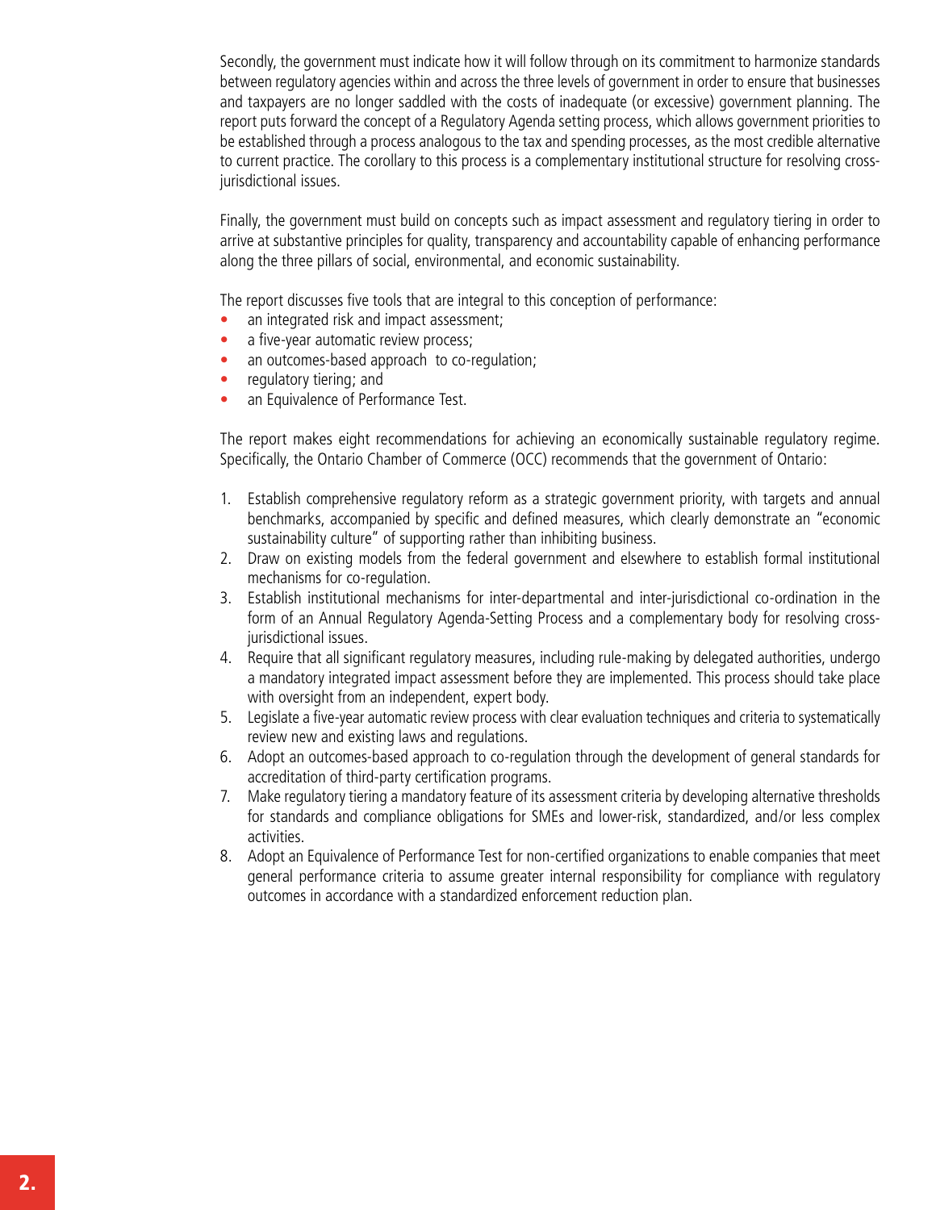Secondly, the government must indicate how it will follow through on its commitment to harmonize standards between regulatory agencies within and across the three levels of government in order to ensure that businesses and taxpayers are no longer saddled with the costs of inadequate (or excessive) government planning. The report puts forward the concept of a Regulatory Agenda setting process, which allows government priorities to be established through a process analogous to the tax and spending processes, as the most credible alternative to current practice. The corollary to this process is a complementary institutional structure for resolving cross-jurisdictional issues.

Finally, the government must build on concepts such as impact assessment and regulatory tiering in order to arrive at substantive principles for quality, transparency and accountability capable of enhancing performance along the three pillars of social, environmental, and economic sustainability.

The report discusses five tools that are integral to this conception of performance:

- an integrated risk and impact assessment;
- a five-year automatic review process;
- an outcomes-based approach to co-regulation;
- regulatory tiering; and
- an Equivalence of Performance Test.

The report makes eight recommendations for achieving an economically sustainable regulatory regime. Specifically, the Ontario Chamber of Commerce (OCC) recommends that the government of Ontario:

1. Establish comprehensive regulatory reform as a strategic government priority, with targets and annual benchmarks, accompanied by specific and defined measures, which clearly demonstrate an "economic sustainability culture" of supporting rather than inhibiting business.
2. Draw on existing models from the federal government and elsewhere to establish formal institutional mechanisms for co-regulation.
3. Establish institutional mechanisms for inter-departmental and inter-jurisdictional co-ordination in the form of an Annual Regulatory Agenda-Setting Process and a complementary body for resolving cross-jurisdictional issues.
4. Require that all significant regulatory measures, including rule-making by delegated authorities, undergo a mandatory integrated impact assessment before they are implemented. This process should take place with oversight from an independent, expert body.
5. Legislate a five-year automatic review process with clear evaluation techniques and criteria to systematically review new and existing laws and regulations.
6. Adopt an outcomes-based approach to co-regulation through the development of general standards for accreditation of third-party certification programs.
7. Make regulatory tiering a mandatory feature of its assessment criteria by developing alternative thresholds for standards and compliance obligations for SMEs and lower-risk, standardized, and/or less complex activities.
8. Adopt an Equivalence of Performance Test for non-certified organizations to enable companies that meet general performance criteria to assume greater internal responsibility for compliance with regulatory outcomes in accordance with a standardized enforcement reduction plan.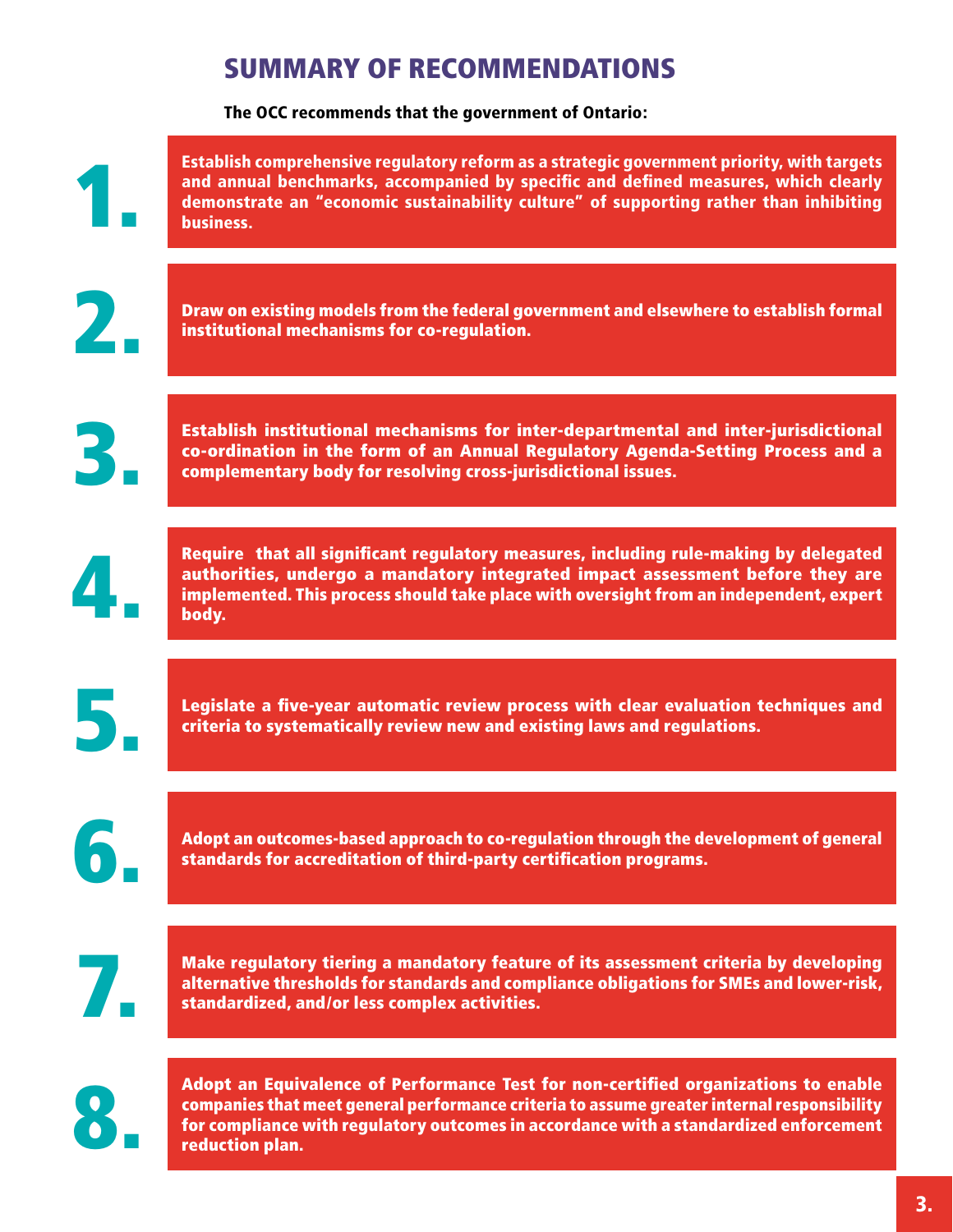# SUMMARY OF RECOMMENDATIONS

**The OCC recommends that the government of Ontario:**

1. **Establish comprehensive regulatory reform as a strategic government priority, with targets and annual benchmarks, accompanied by specific and defined measures, which clearly demonstrate an "economic sustainability culture" of supporting rather than inhibiting business.**

2. **Draw on existing models from the federal government and elsewhere to establish formal institutional mechanisms for co-regulation.**

3. **Establish institutional mechanisms for inter-departmental and inter-jurisdictional co-ordination in the form of an Annual Regulatory Agenda-Setting Process and a complementary body for resolving cross-jurisdictional issues.**

4. **Require that all significant regulatory measures, including rule-making by delegated authorities, undergo a mandatory integrated impact assessment before they are implemented. This process should take place with oversight from an independent, expert body.**

5. **Legislate a five-year automatic review process with clear evaluation techniques and criteria to systematically review new and existing laws and regulations.**

6. **Adopt an outcomes-based approach to co-regulation through the development of general standards for accreditation of third-party certification programs.**

7. **Make regulatory tiering a mandatory feature of its assessment criteria by developing alternative thresholds for standards and compliance obligations for SMEs and lower-risk, standardized, and/or less complex activities.**

8. **Adopt an Equivalence of Performance Test for non-certified organizations to enable companies that meet general performance criteria to assume greater internal responsibility for compliance with regulatory outcomes in accordance with a standardized enforcement reduction plan.**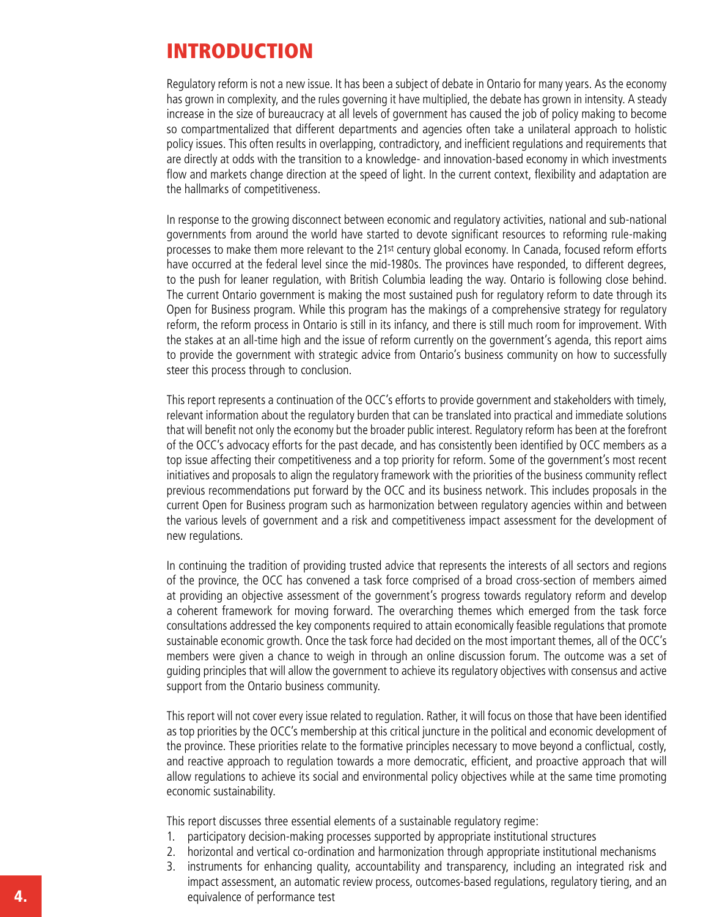# INTRODUCTION

Regulatory reform is not a new issue. It has been a subject of debate in Ontario for many years. As the economy has grown in complexity, and the rules governing it have multiplied, the debate has grown in intensity. A steady increase in the size of bureaucracy at all levels of government has caused the job of policy making to become so compartmentalized that different departments and agencies often take a unilateral approach to holistic policy issues. This often results in overlapping, contradictory, and inefficient regulations and requirements that are directly at odds with the transition to a knowledge- and innovation-based economy in which investments flow and markets change direction at the speed of light. In the current context, flexibility and adaptation are the hallmarks of competitiveness.

In response to the growing disconnect between economic and regulatory activities, national and sub-national governments from around the world have started to devote significant resources to reforming rule-making processes to make them more relevant to the 21st century global economy. In Canada, focused reform efforts have occurred at the federal level since the mid-1980s. The provinces have responded, to different degrees, to the push for leaner regulation, with British Columbia leading the way. Ontario is following close behind. The current Ontario government is making the most sustained push for regulatory reform to date through its Open for Business program. While this program has the makings of a comprehensive strategy for regulatory reform, the reform process in Ontario is still in its infancy, and there is still much room for improvement. With the stakes at an all-time high and the issue of reform currently on the government's agenda, this report aims to provide the government with strategic advice from Ontario's business community on how to successfully steer this process through to conclusion.

This report represents a continuation of the OCC's efforts to provide government and stakeholders with timely, relevant information about the regulatory burden that can be translated into practical and immediate solutions that will benefit not only the economy but the broader public interest. Regulatory reform has been at the forefront of the OCC's advocacy efforts for the past decade, and has consistently been identified by OCC members as a top issue affecting their competitiveness and a top priority for reform. Some of the government's most recent initiatives and proposals to align the regulatory framework with the priorities of the business community reflect previous recommendations put forward by the OCC and its business network. This includes proposals in the current Open for Business program such as harmonization between regulatory agencies within and between the various levels of government and a risk and competitiveness impact assessment for the development of new regulations.

In continuing the tradition of providing trusted advice that represents the interests of all sectors and regions of the province, the OCC has convened a task force comprised of a broad cross-section of members aimed at providing an objective assessment of the government's progress towards regulatory reform and develop a coherent framework for moving forward. The overarching themes which emerged from the task force consultations addressed the key components required to attain economically feasible regulations that promote sustainable economic growth. Once the task force had decided on the most important themes, all of the OCC's members were given a chance to weigh in through an online discussion forum. The outcome was a set of guiding principles that will allow the government to achieve its regulatory objectives with consensus and active support from the Ontario business community.

This report will not cover every issue related to regulation. Rather, it will focus on those that have been identified as top priorities by the OCC's membership at this critical juncture in the political and economic development of the province. These priorities relate to the formative principles necessary to move beyond a conflictual, costly, and reactive approach to regulation towards a more democratic, efficient, and proactive approach that will allow regulations to achieve its social and environmental policy objectives while at the same time promoting economic sustainability.

This report discusses three essential elements of a sustainable regulatory regime:

1. participatory decision-making processes supported by appropriate institutional structures
2. horizontal and vertical co-ordination and harmonization through appropriate institutional mechanisms
3. instruments for enhancing quality, accountability and transparency, including an integrated risk and impact assessment, an automatic review process, outcomes-based regulations, regulatory tiering, and an equivalence of performance test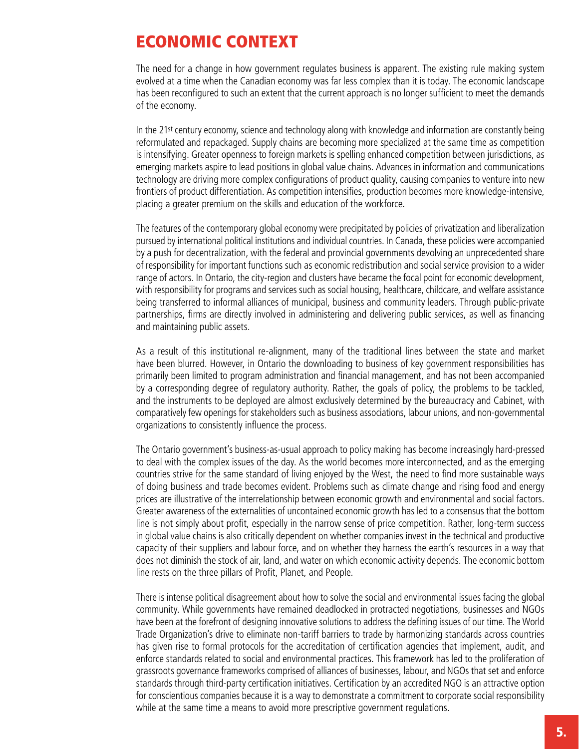# ECONOMIC CONTEXT

The need for a change in how government regulates business is apparent. The existing rule making system evolved at a time when the Canadian economy was far less complex than it is today. The economic landscape has been reconfigured to such an extent that the current approach is no longer sufficient to meet the demands of the economy.

In the 21st century economy, science and technology along with knowledge and information are constantly being reformulated and repackaged. Supply chains are becoming more specialized at the same time as competition is intensifying. Greater openness to foreign markets is spelling enhanced competition between jurisdictions, as emerging markets aspire to lead positions in global value chains. Advances in information and communications technology are driving more complex configurations of product quality, causing companies to venture into new frontiers of product differentiation. As competition intensifies, production becomes more knowledge-intensive, placing a greater premium on the skills and education of the workforce.

The features of the contemporary global economy were precipitated by policies of privatization and liberalization pursued by international political institutions and individual countries. In Canada, these policies were accompanied by a push for decentralization, with the federal and provincial governments devolving an unprecedented share of responsibility for important functions such as economic redistribution and social service provision to a wider range of actors. In Ontario, the city-region and clusters have became the focal point for economic development, with responsibility for programs and services such as social housing, healthcare, childcare, and welfare assistance being transferred to informal alliances of municipal, business and community leaders. Through public-private partnerships, firms are directly involved in administering and delivering public services, as well as financing and maintaining public assets.

As a result of this institutional re-alignment, many of the traditional lines between the state and market have been blurred. However, in Ontario the downloading to business of key government responsibilities has primarily been limited to program administration and financial management, and has not been accompanied by a corresponding degree of regulatory authority. Rather, the goals of policy, the problems to be tackled, and the instruments to be deployed are almost exclusively determined by the bureaucracy and Cabinet, with comparatively few openings for stakeholders such as business associations, labour unions, and non-governmental organizations to consistently influence the process.

The Ontario government's business-as-usual approach to policy making has become increasingly hard-pressed to deal with the complex issues of the day. As the world becomes more interconnected, and as the emerging countries strive for the same standard of living enjoyed by the West, the need to find more sustainable ways of doing business and trade becomes evident. Problems such as climate change and rising food and energy prices are illustrative of the interrelationship between economic growth and environmental and social factors. Greater awareness of the externalities of uncontained economic growth has led to a consensus that the bottom line is not simply about profit, especially in the narrow sense of price competition. Rather, long-term success in global value chains is also critically dependent on whether companies invest in the technical and productive capacity of their suppliers and labour force, and on whether they harness the earth's resources in a way that does not diminish the stock of air, land, and water on which economic activity depends. The economic bottom line rests on the three pillars of Profit, Planet, and People.

There is intense political disagreement about how to solve the social and environmental issues facing the global community. While governments have remained deadlocked in protracted negotiations, businesses and NGOs have been at the forefront of designing innovative solutions to address the defining issues of our time. The World Trade Organization's drive to eliminate non-tariff barriers to trade by harmonizing standards across countries has given rise to formal protocols for the accreditation of certification agencies that implement, audit, and enforce standards related to social and environmental practices. This framework has led to the proliferation of grassroots governance frameworks comprised of alliances of businesses, labour, and NGOs that set and enforce standards through third-party certification initiatives. Certification by an accredited NGO is an attractive option for conscientious companies because it is a way to demonstrate a commitment to corporate social responsibility while at the same time a means to avoid more prescriptive government regulations.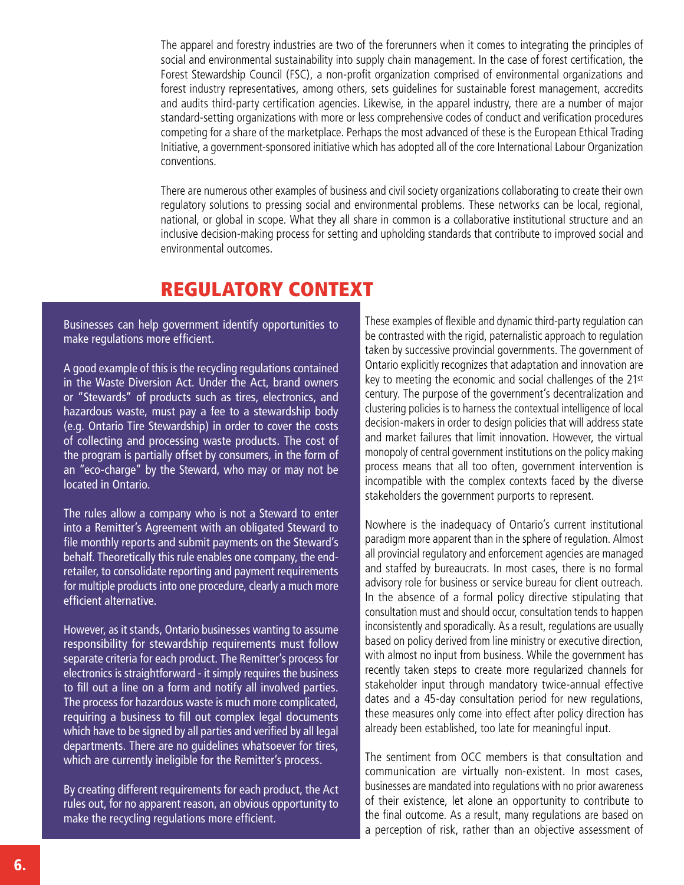The apparel and forestry industries are two of the forerunners when it comes to integrating the principles of social and environmental sustainability into supply chain management. In the case of forest certification, the Forest Stewardship Council (FSC), a non-profit organization comprised of environmental organizations and forest industry representatives, among others, sets guidelines for sustainable forest management, accredits and audits third-party certification agencies. Likewise, in the apparel industry, there are a number of major standard-setting organizations with more or less comprehensive codes of conduct and verification procedures competing for a share of the marketplace. Perhaps the most advanced of these is the European Ethical Trading Initiative, a government-sponsored initiative which has adopted all of the core International Labour Organization conventions.

There are numerous other examples of business and civil society organizations collaborating to create their own regulatory solutions to pressing social and environmental problems. These networks can be local, regional, national, or global in scope. What they all share in common is a collaborative institutional structure and an inclusive decision-making process for setting and upholding standards that contribute to improved social and environmental outcomes.

## REGULATORY CONTEXT

Businesses can help government identify opportunities to make regulations more efficient.

A good example of this is the recycling regulations contained in the Waste Diversion Act. Under the Act, brand owners or "Stewards" of products such as tires, electronics, and hazardous waste, must pay a fee to a stewardship body (e.g. Ontario Tire Stewardship) in order to cover the costs of collecting and processing waste products. The cost of the program is partially offset by consumers, in the form of an "eco-charge" by the Steward, who may or may not be located in Ontario.

The rules allow a company who is not a Steward to enter into a Remitter's Agreement with an obligated Steward to file monthly reports and submit payments on the Steward's behalf. Theoretically this rule enables one company, the end-retailer, to consolidate reporting and payment requirements for multiple products into one procedure, clearly a much more efficient alternative.

However, as it stands, Ontario businesses wanting to assume responsibility for stewardship requirements must follow separate criteria for each product. The Remitter's process for electronics is straightforward - it simply requires the business to fill out a line on a form and notify all involved parties. The process for hazardous waste is much more complicated, requiring a business to fill out complex legal documents which have to be signed by all parties and verified by all legal departments. There are no guidelines whatsoever for tires, which are currently ineligible for the Remitter's process.

By creating different requirements for each product, the Act rules out, for no apparent reason, an obvious opportunity to make the recycling regulations more efficient.

These examples of flexible and dynamic third-party regulation can be contrasted with the rigid, paternalistic approach to regulation taken by successive provincial governments. The government of Ontario explicitly recognizes that adaptation and innovation are key to meeting the economic and social challenges of the 21st century. The purpose of the government's decentralization and clustering policies is to harness the contextual intelligence of local decision-makers in order to design policies that will address state and market failures that limit innovation. However, the virtual monopoly of central government institutions on the policy making process means that all too often, government intervention is incompatible with the complex contexts faced by the diverse stakeholders the government purports to represent.

Nowhere is the inadequacy of Ontario's current institutional paradigm more apparent than in the sphere of regulation. Almost all provincial regulatory and enforcement agencies are managed and staffed by bureaucrats. In most cases, there is no formal advisory role for business or service bureau for client outreach. In the absence of a formal policy directive stipulating that consultation must and should occur, consultation tends to happen inconsistently and sporadically. As a result, regulations are usually based on policy derived from line ministry or executive direction, with almost no input from business. While the government has recently taken steps to create more regularized channels for stakeholder input through mandatory twice-annual effective dates and a 45-day consultation period for new regulations, these measures only come into effect after policy direction has already been established, too late for meaningful input.

The sentiment from OCC members is that consultation and communication are virtually non-existent. In most cases, businesses are mandated into regulations with no prior awareness of their existence, let alone an opportunity to contribute to the final outcome. As a result, many regulations are based on a perception of risk, rather than an objective assessment of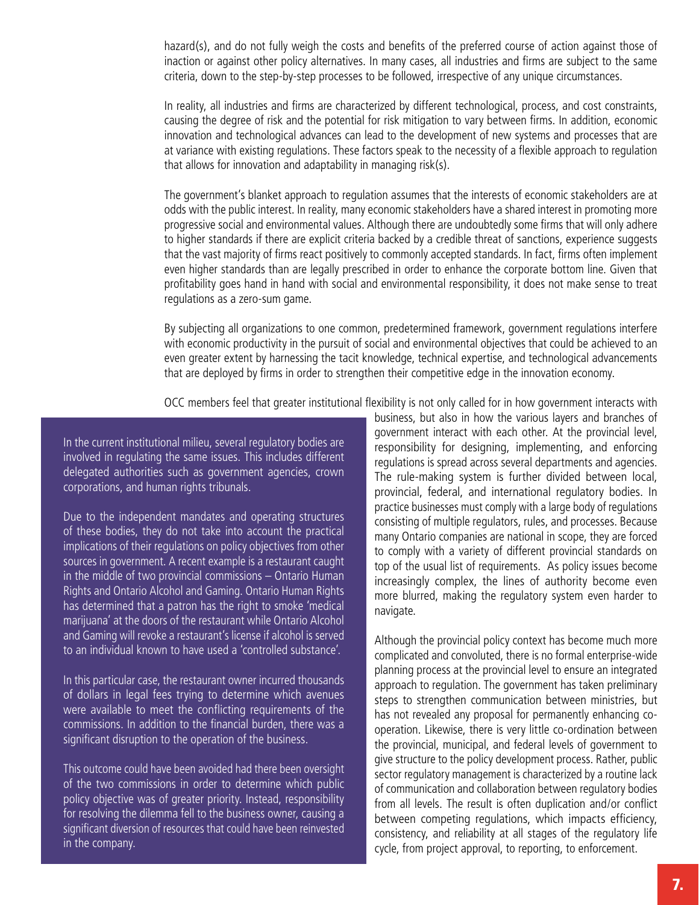hazard(s), and do not fully weigh the costs and benefits of the preferred course of action against those of inaction or against other policy alternatives. In many cases, all industries and firms are subject to the same criteria, down to the step-by-step processes to be followed, irrespective of any unique circumstances.

In reality, all industries and firms are characterized by different technological, process, and cost constraints, causing the degree of risk and the potential for risk mitigation to vary between firms. In addition, economic innovation and technological advances can lead to the development of new systems and processes that are at variance with existing regulations. These factors speak to the necessity of a flexible approach to regulation that allows for innovation and adaptability in managing risk(s).

The government's blanket approach to regulation assumes that the interests of economic stakeholders are at odds with the public interest. In reality, many economic stakeholders have a shared interest in promoting more progressive social and environmental values. Although there are undoubtedly some firms that will only adhere to higher standards if there are explicit criteria backed by a credible threat of sanctions, experience suggests that the vast majority of firms react positively to commonly accepted standards. In fact, firms often implement even higher standards than are legally prescribed in order to enhance the corporate bottom line. Given that profitability goes hand in hand with social and environmental responsibility, it does not make sense to treat regulations as a zero-sum game.

By subjecting all organizations to one common, predetermined framework, government regulations interfere with economic productivity in the pursuit of social and environmental objectives that could be achieved to an even greater extent by harnessing the tacit knowledge, technical expertise, and technological advancements that are deployed by firms in order to strengthen their competitive edge in the innovation economy.

OCC members feel that greater institutional flexibility is not only called for in how government interacts with business, but also in how the various layers and branches of government interact with each other. At the provincial level, responsibility for designing, implementing, and enforcing regulations is spread across several departments and agencies. The rule-making system is further divided between local, provincial, federal, and international regulatory bodies. In practice businesses must comply with a large body of regulations consisting of multiple regulators, rules, and processes. Because many Ontario companies are national in scope, they are forced to comply with a variety of different provincial standards on top of the usual list of requirements. As policy issues become increasingly complex, the lines of authority become even more blurred, making the regulatory system even harder to navigate.

Although the provincial policy context has become much more complicated and convoluted, there is no formal enterprise-wide planning process at the provincial level to ensure an integrated approach to regulation. The government has taken preliminary steps to strengthen communication between ministries, but has not revealed any proposal for permanently enhancing co-operation. Likewise, there is very little co-ordination between the provincial, municipal, and federal levels of government to give structure to the policy development process. Rather, public sector regulatory management is characterized by a routine lack of communication and collaboration between regulatory bodies from all levels. The result is often duplication and/or conflict between competing regulations, which impacts efficiency, consistency, and reliability at all stages of the regulatory life cycle, from project approval, to reporting, to enforcement.

> In the current institutional milieu, several regulatory bodies are involved in regulating the same issues. This includes different delegated authorities such as government agencies, crown corporations, and human rights tribunals.
>
> Due to the independent mandates and operating structures of these bodies, they do not take into account the practical implications of their regulations on policy objectives from other sources in government. A recent example is a restaurant caught in the middle of two provincial commissions – Ontario Human Rights and Ontario Alcohol and Gaming. Ontario Human Rights has determined that a patron has the right to smoke 'medical marijuana' at the doors of the restaurant while Ontario Alcohol and Gaming will revoke a restaurant's license if alcohol is served to an individual known to have used a 'controlled substance'.
>
> In this particular case, the restaurant owner incurred thousands of dollars in legal fees trying to determine which avenues were available to meet the conflicting requirements of the commissions. In addition to the financial burden, there was a significant disruption to the operation of the business.
>
> This outcome could have been avoided had there been oversight of the two commissions in order to determine which public policy objective was of greater priority. Instead, responsibility for resolving the dilemma fell to the business owner, causing a significant diversion of resources that could have been reinvested in the company.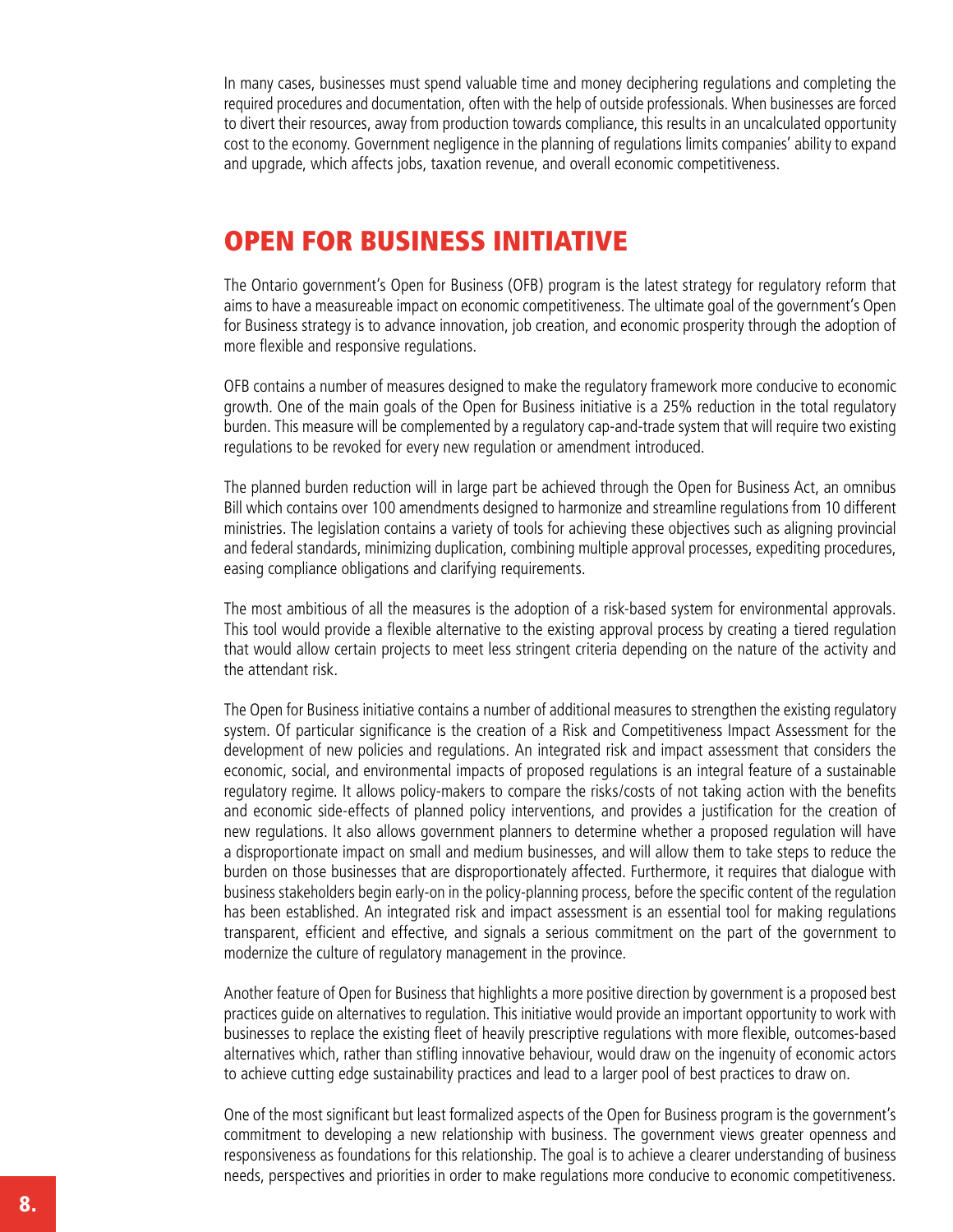In many cases, businesses must spend valuable time and money deciphering regulations and completing the required procedures and documentation, often with the help of outside professionals. When businesses are forced to divert their resources, away from production towards compliance, this results in an uncalculated opportunity cost to the economy. Government negligence in the planning of regulations limits companies' ability to expand and upgrade, which affects jobs, taxation revenue, and overall economic competitiveness.

## OPEN FOR BUSINESS INITIATIVE

The Ontario government's Open for Business (OFB) program is the latest strategy for regulatory reform that aims to have a measureable impact on economic competitiveness. The ultimate goal of the government's Open for Business strategy is to advance innovation, job creation, and economic prosperity through the adoption of more flexible and responsive regulations.

OFB contains a number of measures designed to make the regulatory framework more conducive to economic growth. One of the main goals of the Open for Business initiative is a 25% reduction in the total regulatory burden. This measure will be complemented by a regulatory cap-and-trade system that will require two existing regulations to be revoked for every new regulation or amendment introduced.

The planned burden reduction will in large part be achieved through the Open for Business Act, an omnibus Bill which contains over 100 amendments designed to harmonize and streamline regulations from 10 different ministries. The legislation contains a variety of tools for achieving these objectives such as aligning provincial and federal standards, minimizing duplication, combining multiple approval processes, expediting procedures, easing compliance obligations and clarifying requirements.

The most ambitious of all the measures is the adoption of a risk-based system for environmental approvals. This tool would provide a flexible alternative to the existing approval process by creating a tiered regulation that would allow certain projects to meet less stringent criteria depending on the nature of the activity and the attendant risk.

The Open for Business initiative contains a number of additional measures to strengthen the existing regulatory system. Of particular significance is the creation of a Risk and Competitiveness Impact Assessment for the development of new policies and regulations. An integrated risk and impact assessment that considers the economic, social, and environmental impacts of proposed regulations is an integral feature of a sustainable regulatory regime. It allows policy-makers to compare the risks/costs of not taking action with the benefits and economic side-effects of planned policy interventions, and provides a justification for the creation of new regulations. It also allows government planners to determine whether a proposed regulation will have a disproportionate impact on small and medium businesses, and will allow them to take steps to reduce the burden on those businesses that are disproportionately affected. Furthermore, it requires that dialogue with business stakeholders begin early-on in the policy-planning process, before the specific content of the regulation has been established. An integrated risk and impact assessment is an essential tool for making regulations transparent, efficient and effective, and signals a serious commitment on the part of the government to modernize the culture of regulatory management in the province.

Another feature of Open for Business that highlights a more positive direction by government is a proposed best practices guide on alternatives to regulation. This initiative would provide an important opportunity to work with businesses to replace the existing fleet of heavily prescriptive regulations with more flexible, outcomes-based alternatives which, rather than stifling innovative behaviour, would draw on the ingenuity of economic actors to achieve cutting edge sustainability practices and lead to a larger pool of best practices to draw on.

One of the most significant but least formalized aspects of the Open for Business program is the government's commitment to developing a new relationship with business. The government views greater openness and responsiveness as foundations for this relationship. The goal is to achieve a clearer understanding of business needs, perspectives and priorities in order to make regulations more conducive to economic competitiveness.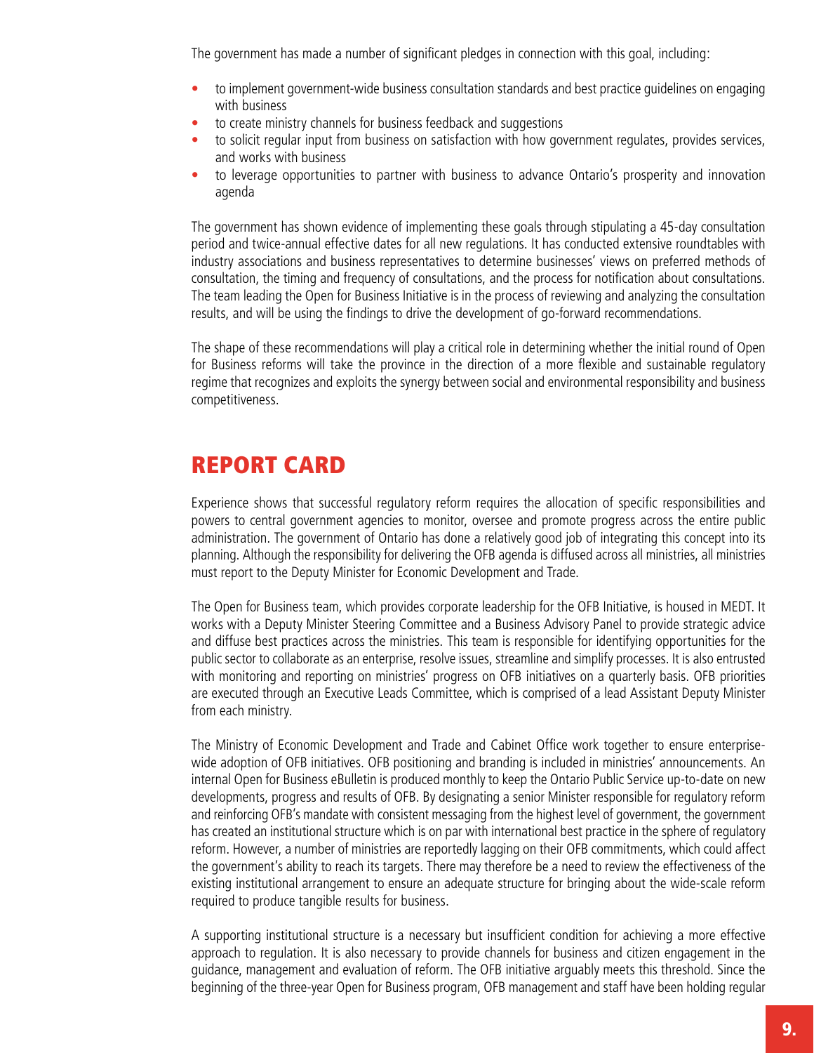The government has made a number of significant pledges in connection with this goal, including:

- to implement government-wide business consultation standards and best practice guidelines on engaging with business
- to create ministry channels for business feedback and suggestions
- to solicit regular input from business on satisfaction with how government regulates, provides services, and works with business
- to leverage opportunities to partner with business to advance Ontario's prosperity and innovation agenda

The government has shown evidence of implementing these goals through stipulating a 45-day consultation period and twice-annual effective dates for all new regulations. It has conducted extensive roundtables with industry associations and business representatives to determine businesses' views on preferred methods of consultation, the timing and frequency of consultations, and the process for notification about consultations. The team leading the Open for Business Initiative is in the process of reviewing and analyzing the consultation results, and will be using the findings to drive the development of go-forward recommendations.

The shape of these recommendations will play a critical role in determining whether the initial round of Open for Business reforms will take the province in the direction of a more flexible and sustainable regulatory regime that recognizes and exploits the synergy between social and environmental responsibility and business competitiveness.

# REPORT CARD

Experience shows that successful regulatory reform requires the allocation of specific responsibilities and powers to central government agencies to monitor, oversee and promote progress across the entire public administration. The government of Ontario has done a relatively good job of integrating this concept into its planning. Although the responsibility for delivering the OFB agenda is diffused across all ministries, all ministries must report to the Deputy Minister for Economic Development and Trade.

The Open for Business team, which provides corporate leadership for the OFB Initiative, is housed in MEDT. It works with a Deputy Minister Steering Committee and a Business Advisory Panel to provide strategic advice and diffuse best practices across the ministries. This team is responsible for identifying opportunities for the public sector to collaborate as an enterprise, resolve issues, streamline and simplify processes. It is also entrusted with monitoring and reporting on ministries' progress on OFB initiatives on a quarterly basis. OFB priorities are executed through an Executive Leads Committee, which is comprised of a lead Assistant Deputy Minister from each ministry.

The Ministry of Economic Development and Trade and Cabinet Office work together to ensure enterprise-wide adoption of OFB initiatives. OFB positioning and branding is included in ministries' announcements. An internal Open for Business eBulletin is produced monthly to keep the Ontario Public Service up-to-date on new developments, progress and results of OFB. By designating a senior Minister responsible for regulatory reform and reinforcing OFB's mandate with consistent messaging from the highest level of government, the government has created an institutional structure which is on par with international best practice in the sphere of regulatory reform. However, a number of ministries are reportedly lagging on their OFB commitments, which could affect the government's ability to reach its targets. There may therefore be a need to review the effectiveness of the existing institutional arrangement to ensure an adequate structure for bringing about the wide-scale reform required to produce tangible results for business.

A supporting institutional structure is a necessary but insufficient condition for achieving a more effective approach to regulation. It is also necessary to provide channels for business and citizen engagement in the guidance, management and evaluation of reform. The OFB initiative arguably meets this threshold. Since the beginning of the three-year Open for Business program, OFB management and staff have been holding regular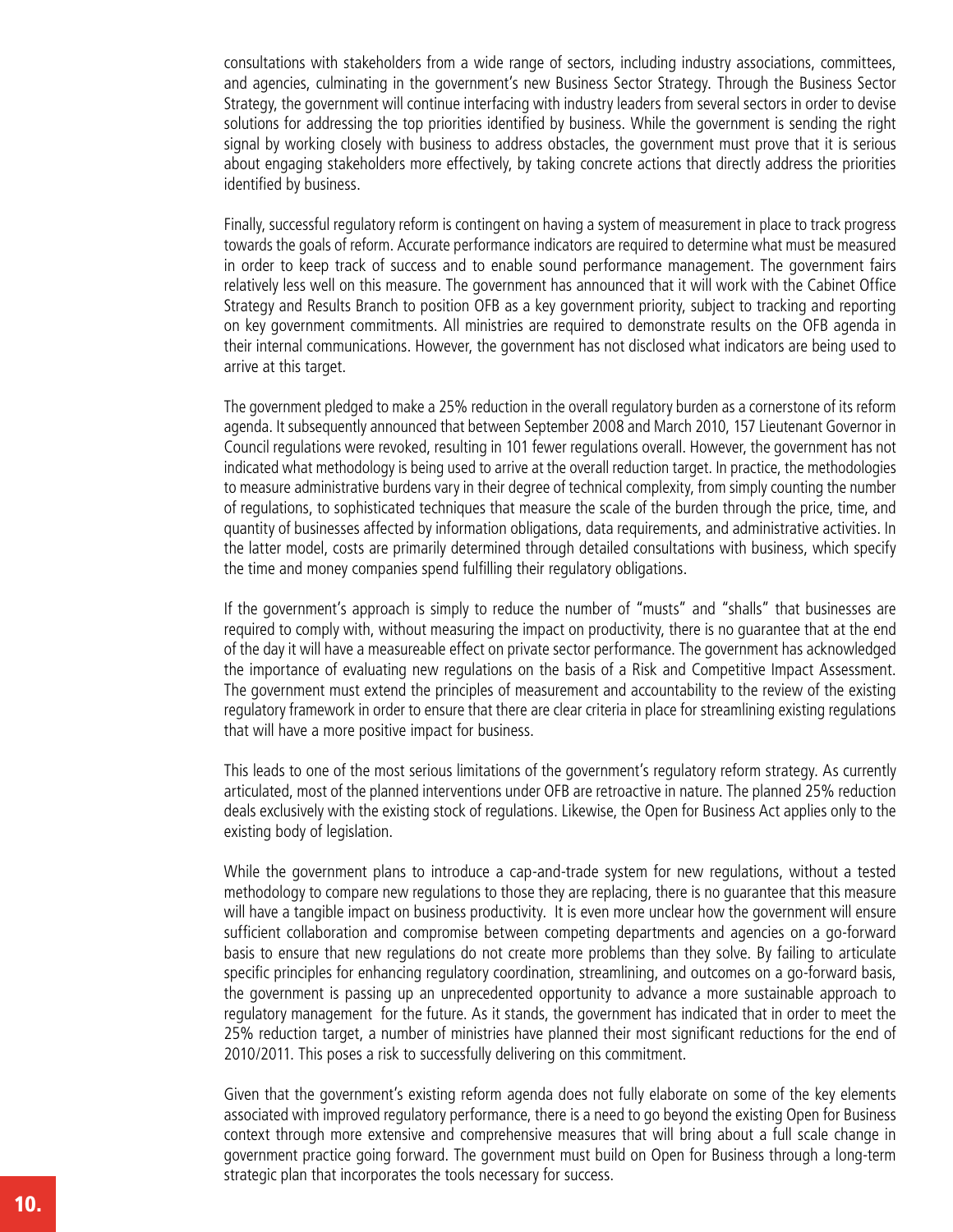consultations with stakeholders from a wide range of sectors, including industry associations, committees, and agencies, culminating in the government's new Business Sector Strategy. Through the Business Sector Strategy, the government will continue interfacing with industry leaders from several sectors in order to devise solutions for addressing the top priorities identified by business. While the government is sending the right signal by working closely with business to address obstacles, the government must prove that it is serious about engaging stakeholders more effectively, by taking concrete actions that directly address the priorities identified by business.

Finally, successful regulatory reform is contingent on having a system of measurement in place to track progress towards the goals of reform. Accurate performance indicators are required to determine what must be measured in order to keep track of success and to enable sound performance management. The government fairs relatively less well on this measure. The government has announced that it will work with the Cabinet Office Strategy and Results Branch to position OFB as a key government priority, subject to tracking and reporting on key government commitments. All ministries are required to demonstrate results on the OFB agenda in their internal communications. However, the government has not disclosed what indicators are being used to arrive at this target.

The government pledged to make a 25% reduction in the overall regulatory burden as a cornerstone of its reform agenda. It subsequently announced that between September 2008 and March 2010, 157 Lieutenant Governor in Council regulations were revoked, resulting in 101 fewer regulations overall. However, the government has not indicated what methodology is being used to arrive at the overall reduction target. In practice, the methodologies to measure administrative burdens vary in their degree of technical complexity, from simply counting the number of regulations, to sophisticated techniques that measure the scale of the burden through the price, time, and quantity of businesses affected by information obligations, data requirements, and administrative activities. In the latter model, costs are primarily determined through detailed consultations with business, which specify the time and money companies spend fulfilling their regulatory obligations.

If the government's approach is simply to reduce the number of "musts" and "shalls" that businesses are required to comply with, without measuring the impact on productivity, there is no guarantee that at the end of the day it will have a measureable effect on private sector performance. The government has acknowledged the importance of evaluating new regulations on the basis of a Risk and Competitive Impact Assessment. The government must extend the principles of measurement and accountability to the review of the existing regulatory framework in order to ensure that there are clear criteria in place for streamlining existing regulations that will have a more positive impact for business.

This leads to one of the most serious limitations of the government's regulatory reform strategy. As currently articulated, most of the planned interventions under OFB are retroactive in nature. The planned 25% reduction deals exclusively with the existing stock of regulations. Likewise, the Open for Business Act applies only to the existing body of legislation.

While the government plans to introduce a cap-and-trade system for new regulations, without a tested methodology to compare new regulations to those they are replacing, there is no guarantee that this measure will have a tangible impact on business productivity. It is even more unclear how the government will ensure sufficient collaboration and compromise between competing departments and agencies on a go-forward basis to ensure that new regulations do not create more problems than they solve. By failing to articulate specific principles for enhancing regulatory coordination, streamlining, and outcomes on a go-forward basis, the government is passing up an unprecedented opportunity to advance a more sustainable approach to regulatory management for the future. As it stands, the government has indicated that in order to meet the 25% reduction target, a number of ministries have planned their most significant reductions for the end of 2010/2011. This poses a risk to successfully delivering on this commitment.

Given that the government's existing reform agenda does not fully elaborate on some of the key elements associated with improved regulatory performance, there is a need to go beyond the existing Open for Business context through more extensive and comprehensive measures that will bring about a full scale change in government practice going forward. The government must build on Open for Business through a long-term strategic plan that incorporates the tools necessary for success.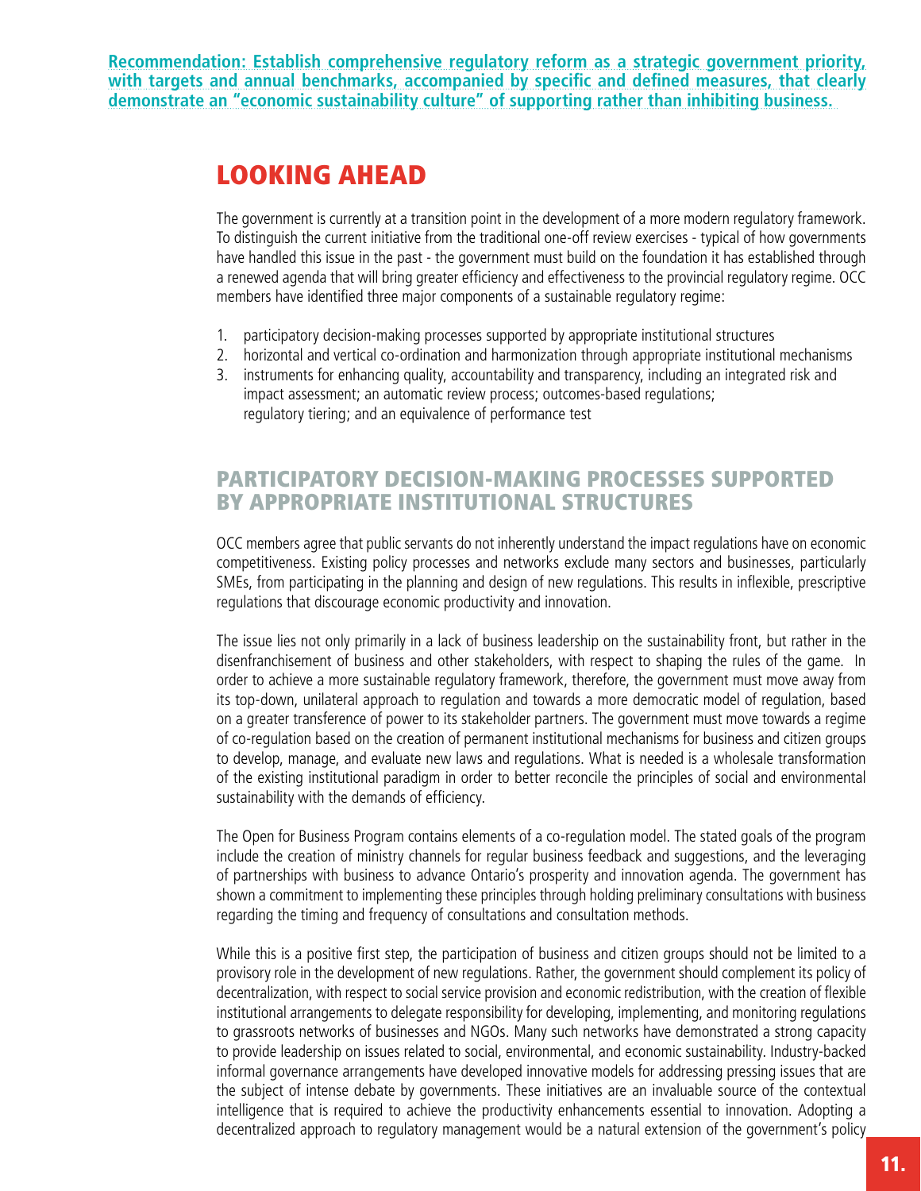**Recommendation: Establish comprehensive regulatory reform as a strategic government priority, with targets and annual benchmarks, accompanied by specific and defined measures, that clearly demonstrate an "economic sustainability culture" of supporting rather than inhibiting business.**

# LOOKING AHEAD

The government is currently at a transition point in the development of a more modern regulatory framework. To distinguish the current initiative from the traditional one-off review exercises - typical of how governments have handled this issue in the past - the government must build on the foundation it has established through a renewed agenda that will bring greater efficiency and effectiveness to the provincial regulatory regime. OCC members have identified three major components of a sustainable regulatory regime:

1. participatory decision-making processes supported by appropriate institutional structures
2. horizontal and vertical co-ordination and harmonization through appropriate institutional mechanisms
3. instruments for enhancing quality, accountability and transparency, including an integrated risk and impact assessment; an automatic review process; outcomes-based regulations; regulatory tiering; and an equivalence of performance test

## PARTICIPATORY DECISION-MAKING PROCESSES SUPPORTED BY APPROPRIATE INSTITUTIONAL STRUCTURES

OCC members agree that public servants do not inherently understand the impact regulations have on economic competitiveness. Existing policy processes and networks exclude many sectors and businesses, particularly SMEs, from participating in the planning and design of new regulations. This results in inflexible, prescriptive regulations that discourage economic productivity and innovation.

The issue lies not only primarily in a lack of business leadership on the sustainability front, but rather in the disenfranchisement of business and other stakeholders, with respect to shaping the rules of the game. In order to achieve a more sustainable regulatory framework, therefore, the government must move away from its top-down, unilateral approach to regulation and towards a more democratic model of regulation, based on a greater transference of power to its stakeholder partners. The government must move towards a regime of co-regulation based on the creation of permanent institutional mechanisms for business and citizen groups to develop, manage, and evaluate new laws and regulations. What is needed is a wholesale transformation of the existing institutional paradigm in order to better reconcile the principles of social and environmental sustainability with the demands of efficiency.

The Open for Business Program contains elements of a co-regulation model. The stated goals of the program include the creation of ministry channels for regular business feedback and suggestions, and the leveraging of partnerships with business to advance Ontario's prosperity and innovation agenda. The government has shown a commitment to implementing these principles through holding preliminary consultations with business regarding the timing and frequency of consultations and consultation methods.

While this is a positive first step, the participation of business and citizen groups should not be limited to a provisory role in the development of new regulations. Rather, the government should complement its policy of decentralization, with respect to social service provision and economic redistribution, with the creation of flexible institutional arrangements to delegate responsibility for developing, implementing, and monitoring regulations to grassroots networks of businesses and NGOs. Many such networks have demonstrated a strong capacity to provide leadership on issues related to social, environmental, and economic sustainability. Industry-backed informal governance arrangements have developed innovative models for addressing pressing issues that are the subject of intense debate by governments. These initiatives are an invaluable source of the contextual intelligence that is required to achieve the productivity enhancements essential to innovation. Adopting a decentralized approach to regulatory management would be a natural extension of the government's policy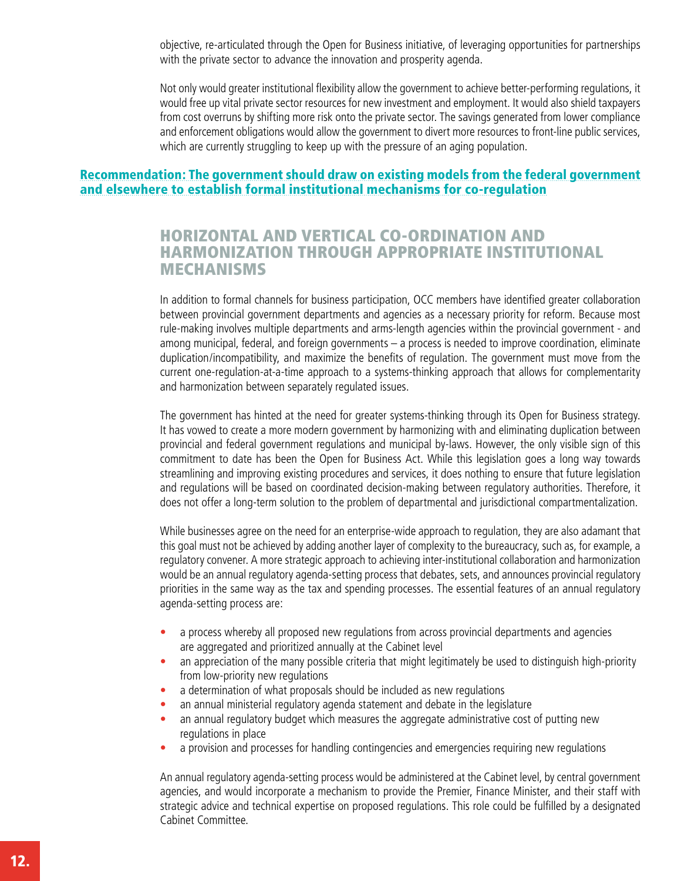objective, re-articulated through the Open for Business initiative, of leveraging opportunities for partnerships with the private sector to advance the innovation and prosperity agenda.

Not only would greater institutional flexibility allow the government to achieve better-performing regulations, it would free up vital private sector resources for new investment and employment. It would also shield taxpayers from cost overruns by shifting more risk onto the private sector. The savings generated from lower compliance and enforcement obligations would allow the government to divert more resources to front-line public services, which are currently struggling to keep up with the pressure of an aging population.

**Recommendation: The government should draw on existing models from the federal government and elsewhere to establish formal institutional mechanisms for co-regulation**

## HORIZONTAL AND VERTICAL CO-ORDINATION AND HARMONIZATION THROUGH APPROPRIATE INSTITUTIONAL MECHANISMS

In addition to formal channels for business participation, OCC members have identified greater collaboration between provincial government departments and agencies as a necessary priority for reform. Because most rule-making involves multiple departments and arms-length agencies within the provincial government - and among municipal, federal, and foreign governments – a process is needed to improve coordination, eliminate duplication/incompatibility, and maximize the benefits of regulation. The government must move from the current one-regulation-at-a-time approach to a systems-thinking approach that allows for complementarity and harmonization between separately regulated issues.

The government has hinted at the need for greater systems-thinking through its Open for Business strategy. It has vowed to create a more modern government by harmonizing with and eliminating duplication between provincial and federal government regulations and municipal by-laws. However, the only visible sign of this commitment to date has been the Open for Business Act. While this legislation goes a long way towards streamlining and improving existing procedures and services, it does nothing to ensure that future legislation and regulations will be based on coordinated decision-making between regulatory authorities. Therefore, it does not offer a long-term solution to the problem of departmental and jurisdictional compartmentalization.

While businesses agree on the need for an enterprise-wide approach to regulation, they are also adamant that this goal must not be achieved by adding another layer of complexity to the bureaucracy, such as, for example, a regulatory convener. A more strategic approach to achieving inter-institutional collaboration and harmonization would be an annual regulatory agenda-setting process that debates, sets, and announces provincial regulatory priorities in the same way as the tax and spending processes. The essential features of an annual regulatory agenda-setting process are:

- a process whereby all proposed new regulations from across provincial departments and agencies are aggregated and prioritized annually at the Cabinet level
- an appreciation of the many possible criteria that might legitimately be used to distinguish high-priority from low-priority new regulations
- a determination of what proposals should be included as new regulations
- an annual ministerial regulatory agenda statement and debate in the legislature
- an annual regulatory budget which measures the aggregate administrative cost of putting new regulations in place
- a provision and processes for handling contingencies and emergencies requiring new regulations

An annual regulatory agenda-setting process would be administered at the Cabinet level, by central government agencies, and would incorporate a mechanism to provide the Premier, Finance Minister, and their staff with strategic advice and technical expertise on proposed regulations. This role could be fulfilled by a designated Cabinet Committee.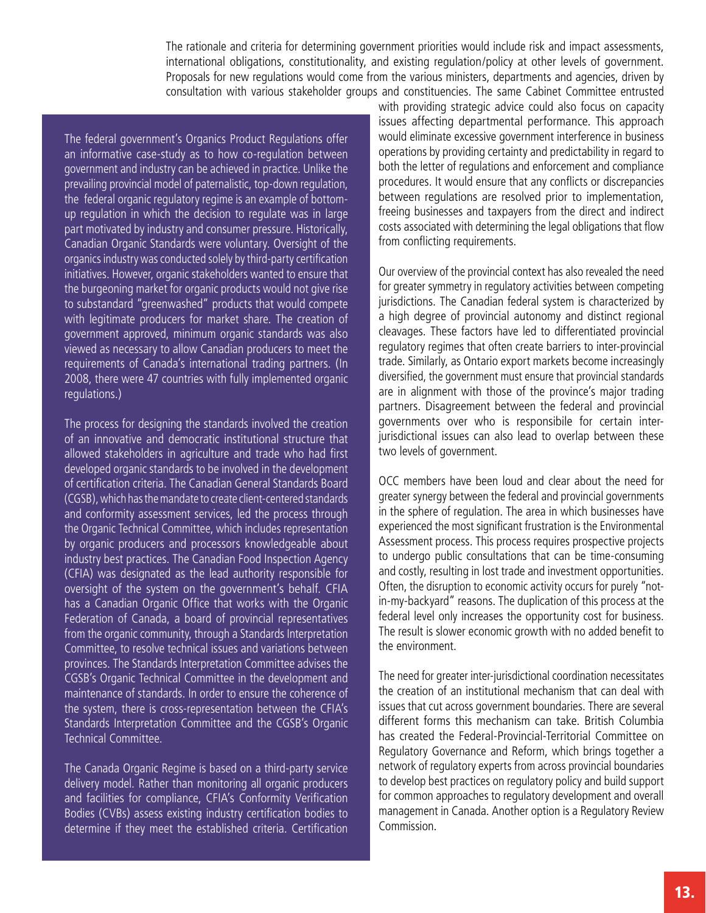The rationale and criteria for determining government priorities would include risk and impact assessments, international obligations, constitutionality, and existing regulation/policy at other levels of government. Proposals for new regulations would come from the various ministers, departments and agencies, driven by consultation with various stakeholder groups and constituencies. The same Cabinet Committee entrusted with providing strategic advice could also focus on capacity issues affecting departmental performance. This approach would eliminate excessive government interference in business operations by providing certainty and predictability in regard to both the letter of regulations and enforcement and compliance procedures. It would ensure that any conflicts or discrepancies between regulations are resolved prior to implementation, freeing businesses and taxpayers from the direct and indirect costs associated with determining the legal obligations that flow from conflicting requirements.

Our overview of the provincial context has also revealed the need for greater symmetry in regulatory activities between competing jurisdictions. The Canadian federal system is characterized by a high degree of provincial autonomy and distinct regional cleavages. These factors have led to differentiated provincial regulatory regimes that often create barriers to inter-provincial trade. Similarly, as Ontario export markets become increasingly diversified, the government must ensure that provincial standards are in alignment with those of the province's major trading partners. Disagreement between the federal and provincial governments over who is responsibile for certain inter-jurisdictional issues can also lead to overlap between these two levels of government.

OCC members have been loud and clear about the need for greater synergy between the federal and provincial governments in the sphere of regulation. The area in which businesses have experienced the most significant frustration is the Environmental Assessment process. This process requires prospective projects to undergo public consultations that can be time-consuming and costly, resulting in lost trade and investment opportunities. Often, the disruption to economic activity occurs for purely "not-in-my-backyard" reasons. The duplication of this process at the federal level only increases the opportunity cost for business. The result is slower economic growth with no added benefit to the environment.

The need for greater inter-jurisdictional coordination necessitates the creation of an institutional mechanism that can deal with issues that cut across government boundaries. There are several different forms this mechanism can take. British Columbia has created the Federal-Provincial-Territorial Committee on Regulatory Governance and Reform, which brings together a network of regulatory experts from across provincial boundaries to develop best practices on regulatory policy and build support for common approaches to regulatory development and overall management in Canada. Another option is a Regulatory Review Commission.

> The federal government's Organics Product Regulations offer an informative case-study as to how co-regulation between government and industry can be achieved in practice. Unlike the prevailing provincial model of paternalistic, top-down regulation, the federal organic regulatory regime is an example of bottom-up regulation in which the decision to regulate was in large part motivated by industry and consumer pressure. Historically, Canadian Organic Standards were voluntary. Oversight of the organics industry was conducted solely by third-party certification initiatives. However, organic stakeholders wanted to ensure that the burgeoning market for organic products would not give rise to substandard "greenwashed" products that would compete with legitimate producers for market share. The creation of government approved, minimum organic standards was also viewed as necessary to allow Canadian producers to meet the requirements of Canada's international trading partners. (In 2008, there were 47 countries with fully implemented organic regulations.)
>
> The process for designing the standards involved the creation of an innovative and democratic institutional structure that allowed stakeholders in agriculture and trade who had first developed organic standards to be involved in the development of certification criteria. The Canadian General Standards Board (CGSB), which has the mandate to create client-centered standards and conformity assessment services, led the process through the Organic Technical Committee, which includes representation by organic producers and processors knowledgeable about industry best practices. The Canadian Food Inspection Agency (CFIA) was designated as the lead authority responsible for oversight of the system on the government's behalf. CFIA has a Canadian Organic Office that works with the Organic Federation of Canada, a board of provincial representatives from the organic community, through a Standards Interpretation Committee, to resolve technical issues and variations between provinces. The Standards Interpretation Committee advises the CGSB's Organic Technical Committee in the development and maintenance of standards. In order to ensure the coherence of the system, there is cross-representation between the CFIA's Standards Interpretation Committee and the CGSB's Organic Technical Committee.
>
> The Canada Organic Regime is based on a third-party service delivery model. Rather than monitoring all organic producers and facilities for compliance, CFIA's Conformity Verification Bodies (CVBs) assess existing industry certification bodies to determine if they meet the established criteria. Certification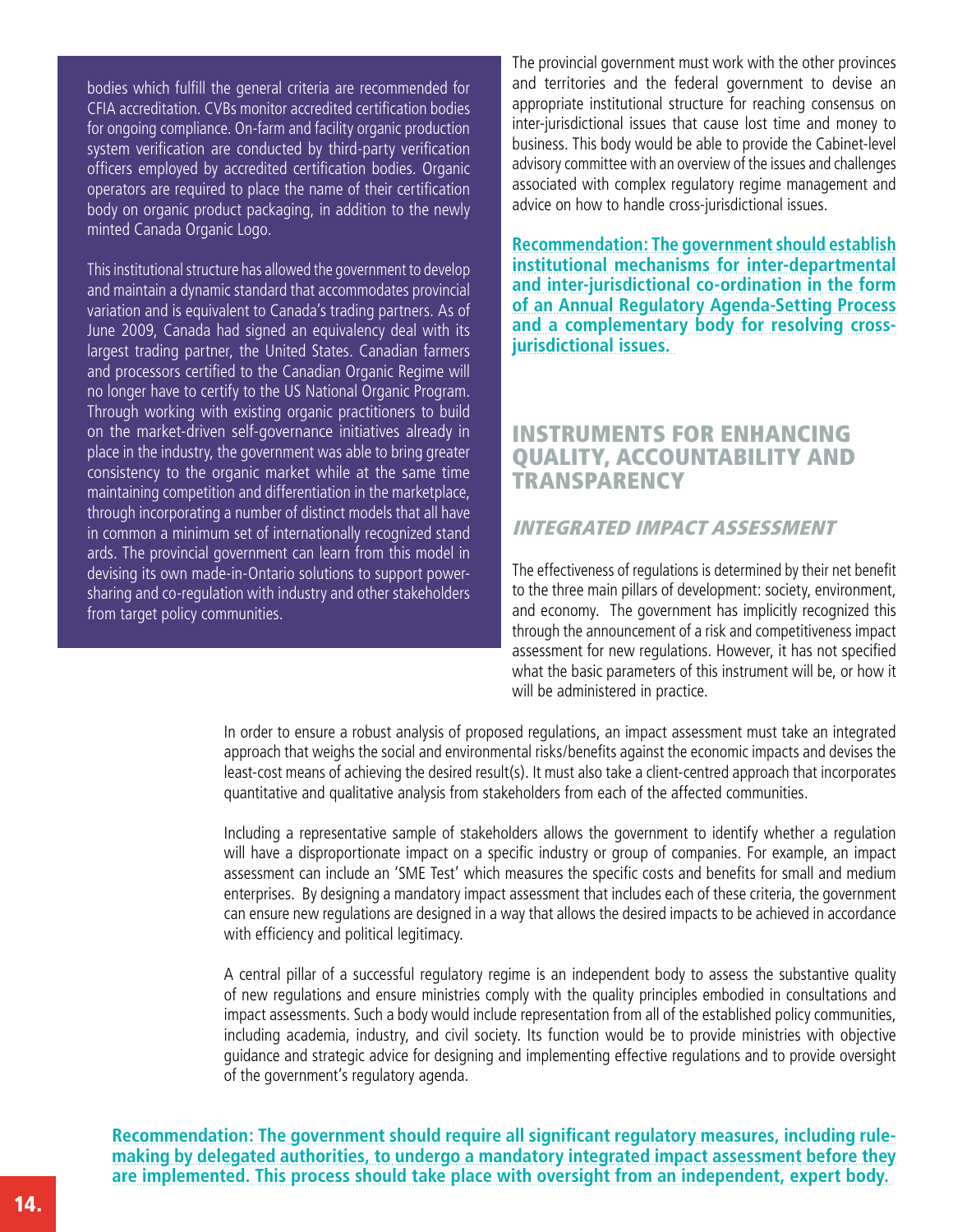bodies which fulfill the general criteria are recommended for CFIA accreditation. CVBs monitor accredited certification bodies for ongoing compliance. On-farm and facility organic production system verification are conducted by third-party verification officers employed by accredited certification bodies. Organic operators are required to place the name of their certification body on organic product packaging, in addition to the newly minted Canada Organic Logo.

This institutional structure has allowed the government to develop and maintain a dynamic standard that accommodates provincial variation and is equivalent to Canada's trading partners. As of June 2009, Canada had signed an equivalency deal with its largest trading partner, the United States. Canadian farmers and processors certified to the Canadian Organic Regime will no longer have to certify to the US National Organic Program. Through working with existing organic practitioners to build on the market-driven self-governance initiatives already in place in the industry, the government was able to bring greater consistency to the organic market while at the same time maintaining competition and differentiation in the marketplace, through incorporating a number of distinct models that all have in common a minimum set of internationally recognized stand ards. The provincial government can learn from this model in devising its own made-in-Ontario solutions to support power-sharing and co-regulation with industry and other stakeholders from target policy communities.

The provincial government must work with the other provinces and territories and the federal government to devise an appropriate institutional structure for reaching consensus on inter-jurisdictional issues that cause lost time and money to business. This body would be able to provide the Cabinet-level advisory committee with an overview of the issues and challenges associated with complex regulatory regime management and advice on how to handle cross-jurisdictional issues.

**Recommendation: The government should establish institutional mechanisms for inter-departmental and inter-jurisdictional co-ordination in the form of an Annual Regulatory Agenda-Setting Process and a complementary body for resolving cross-jurisdictional issues.**

## INSTRUMENTS FOR ENHANCING QUALITY, ACCOUNTABILITY AND TRANSPARENCY

### *INTEGRATED IMPACT ASSESSMENT*

The effectiveness of regulations is determined by their net benefit to the three main pillars of development: society, environment, and economy. The government has implicitly recognized this through the announcement of a risk and competitiveness impact assessment for new regulations. However, it has not specified what the basic parameters of this instrument will be, or how it will be administered in practice.

In order to ensure a robust analysis of proposed regulations, an impact assessment must take an integrated approach that weighs the social and environmental risks/benefits against the economic impacts and devises the least-cost means of achieving the desired result(s). It must also take a client-centred approach that incorporates quantitative and qualitative analysis from stakeholders from each of the affected communities.

Including a representative sample of stakeholders allows the government to identify whether a regulation will have a disproportionate impact on a specific industry or group of companies. For example, an impact assessment can include an 'SME Test' which measures the specific costs and benefits for small and medium enterprises. By designing a mandatory impact assessment that includes each of these criteria, the government can ensure new regulations are designed in a way that allows the desired impacts to be achieved in accordance with efficiency and political legitimacy.

A central pillar of a successful regulatory regime is an independent body to assess the substantive quality of new regulations and ensure ministries comply with the quality principles embodied in consultations and impact assessments. Such a body would include representation from all of the established policy communities, including academia, industry, and civil society. Its function would be to provide ministries with objective guidance and strategic advice for designing and implementing effective regulations and to provide oversight of the government's regulatory agenda.

**Recommendation: The government should require all significant regulatory measures, including rule-making by delegated authorities, to undergo a mandatory integrated impact assessment before they are implemented. This process should take place with oversight from an independent, expert body.**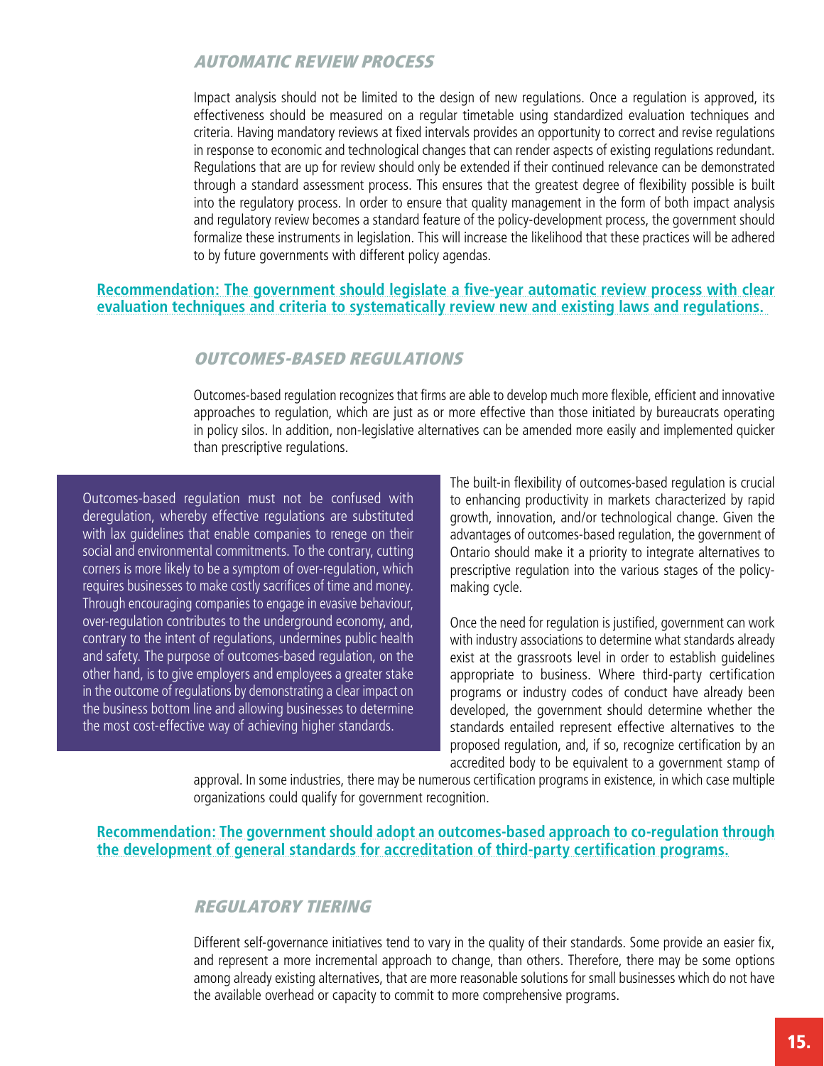### *AUTOMATIC REVIEW PROCESS*

Impact analysis should not be limited to the design of new regulations. Once a regulation is approved, its effectiveness should be measured on a regular timetable using standardized evaluation techniques and criteria. Having mandatory reviews at fixed intervals provides an opportunity to correct and revise regulations in response to economic and technological changes that can render aspects of existing regulations redundant. Regulations that are up for review should only be extended if their continued relevance can be demonstrated through a standard assessment process. This ensures that the greatest degree of flexibility possible is built into the regulatory process. In order to ensure that quality management in the form of both impact analysis and regulatory review becomes a standard feature of the policy-development process, the government should formalize these instruments in legislation. This will increase the likelihood that these practices will be adhered to by future governments with different policy agendas.

**Recommendation: The government should legislate a five-year automatic review process with clear evaluation techniques and criteria to systematically review new and existing laws and regulations.**

### *OUTCOMES-BASED REGULATIONS*

Outcomes-based regulation recognizes that firms are able to develop much more flexible, efficient and innovative approaches to regulation, which are just as or more effective than those initiated by bureaucrats operating in policy silos. In addition, non-legislative alternatives can be amended more easily and implemented quicker than prescriptive regulations.

> Outcomes-based regulation must not be confused with deregulation, whereby effective regulations are substituted with lax guidelines that enable companies to renege on their social and environmental commitments. To the contrary, cutting corners is more likely to be a symptom of over-regulation, which requires businesses to make costly sacrifices of time and money. Through encouraging companies to engage in evasive behaviour, over-regulation contributes to the underground economy, and, contrary to the intent of regulations, undermines public health and safety. The purpose of outcomes-based regulation, on the other hand, is to give employers and employees a greater stake in the outcome of regulations by demonstrating a clear impact on the business bottom line and allowing businesses to determine the most cost-effective way of achieving higher standards.

The built-in flexibility of outcomes-based regulation is crucial to enhancing productivity in markets characterized by rapid growth, innovation, and/or technological change. Given the advantages of outcomes-based regulation, the government of Ontario should make it a priority to integrate alternatives to prescriptive regulation into the various stages of the policy-making cycle.

Once the need for regulation is justified, government can work with industry associations to determine what standards already exist at the grassroots level in order to establish guidelines appropriate to business. Where third-party certification programs or industry codes of conduct have already been developed, the government should determine whether the standards entailed represent effective alternatives to the proposed regulation, and, if so, recognize certification by an accredited body to be equivalent to a government stamp of approval. In some industries, there may be numerous certification programs in existence, in which case multiple organizations could qualify for government recognition.

**Recommendation: The government should adopt an outcomes-based approach to co-regulation through the development of general standards for accreditation of third-party certification programs.**

### *REGULATORY TIERING*

Different self-governance initiatives tend to vary in the quality of their standards. Some provide an easier fix, and represent a more incremental approach to change, than others. Therefore, there may be some options among already existing alternatives, that are more reasonable solutions for small businesses which do not have the available overhead or capacity to commit to more comprehensive programs.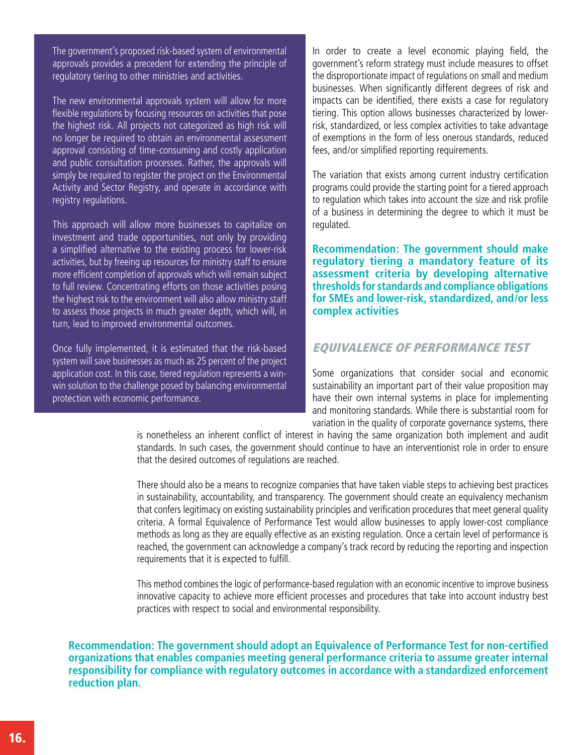The government's proposed risk-based system of environmental approvals provides a precedent for extending the principle of regulatory tiering to other ministries and activities.

The new environmental approvals system will allow for more flexible regulations by focusing resources on activities that pose the highest risk. All projects not categorized as high risk will no longer be required to obtain an environmental assessment approval consisting of time-consuming and costly application and public consultation processes. Rather, the approvals will simply be required to register the project on the Environmental Activity and Sector Registry, and operate in accordance with registry regulations.

This approach will allow more businesses to capitalize on investment and trade opportunities, not only by providing a simplified alternative to the existing process for lower-risk activities, but by freeing up resources for ministry staff to ensure more efficient completion of approvals which will remain subject to full review. Concentrating efforts on those activities posing the highest risk to the environment will also allow ministry staff to assess those projects in much greater depth, which will, in turn, lead to improved environmental outcomes.

Once fully implemented, it is estimated that the risk-based system will save businesses as much as 25 percent of the project application cost. In this case, tiered regulation represents a win-win solution to the challenge posed by balancing environmental protection with economic performance.

In order to create a level economic playing field, the government's reform strategy must include measures to offset the disproportionate impact of regulations on small and medium businesses. When significantly different degrees of risk and impacts can be identified, there exists a case for regulatory tiering. This option allows businesses characterized by lower-risk, standardized, or less complex activities to take advantage of exemptions in the form of less onerous standards, reduced fees, and/or simplified reporting requirements.

The variation that exists among current industry certification programs could provide the starting point for a tiered approach to regulation which takes into account the size and risk profile of a business in determining the degree to which it must be regulated.

**Recommendation: The government should make regulatory tiering a mandatory feature of its assessment criteria by developing alternative thresholds for standards and compliance obligations for SMEs and lower-risk, standardized, and/or less complex activities**

### *EQUIVALENCE OF PERFORMANCE TEST*

Some organizations that consider social and economic sustainability an important part of their value proposition may have their own internal systems in place for implementing and monitoring standards. While there is substantial room for variation in the quality of corporate governance systems, there is nonetheless an inherent conflict of interest in having the same organization both implement and audit standards. In such cases, the government should continue to have an interventionist role in order to ensure that the desired outcomes of regulations are reached.

There should also be a means to recognize companies that have taken viable steps to achieving best practices in sustainability, accountability, and transparency. The government should create an equivalency mechanism that confers legitimacy on existing sustainability principles and verification procedures that meet general quality criteria. A formal Equivalence of Performance Test would allow businesses to apply lower-cost compliance methods as long as they are equally effective as an existing regulation. Once a certain level of performance is reached, the government can acknowledge a company's track record by reducing the reporting and inspection requirements that it is expected to fulfill.

This method combines the logic of performance-based regulation with an economic incentive to improve business innovative capacity to achieve more efficient processes and procedures that take into account industry best practices with respect to social and environmental responsibility.

**Recommendation: The government should adopt an Equivalence of Performance Test for non-certified organizations that enables companies meeting general performance criteria to assume greater internal responsibility for compliance with regulatory outcomes in accordance with a standardized enforcement reduction plan.**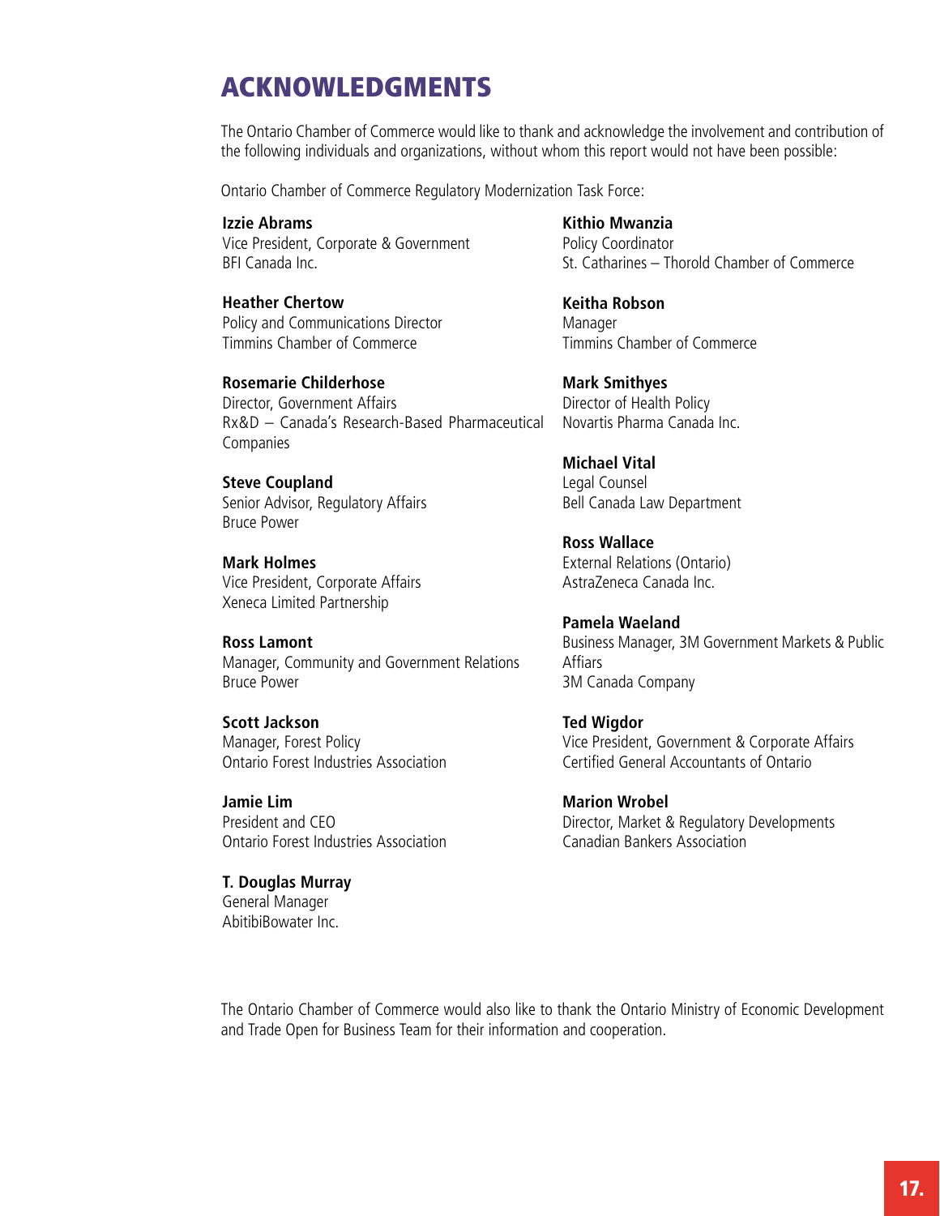# ACKNOWLEDGMENTS

The Ontario Chamber of Commerce would like to thank and acknowledge the involvement and contribution of the following individuals and organizations, without whom this report would not have been possible:

Ontario Chamber of Commerce Regulatory Modernization Task Force:

**Izzie Abrams**
Vice President, Corporate & Government
BFI Canada Inc.

**Heather Chertow**
Policy and Communications Director
Timmins Chamber of Commerce

**Rosemarie Childerhose**
Director, Government Affairs
Rx&D – Canada's Research-Based Pharmaceutical Companies

**Steve Coupland**
Senior Advisor, Regulatory Affairs
Bruce Power

**Mark Holmes**
Vice President, Corporate Affairs
Xeneca Limited Partnership

**Ross Lamont**
Manager, Community and Government Relations
Bruce Power

**Scott Jackson**
Manager, Forest Policy
Ontario Forest Industries Association

**Jamie Lim**
President and CEO
Ontario Forest Industries Association

**T. Douglas Murray**
General Manager
AbitibiBowater Inc.

**Kithio Mwanzia**
Policy Coordinator
St. Catharines – Thorold Chamber of Commerce

**Keitha Robson**
Manager
Timmins Chamber of Commerce

**Mark Smithyes**
Director of Health Policy
Novartis Pharma Canada Inc.

**Michael Vital**
Legal Counsel
Bell Canada Law Department

**Ross Wallace**
External Relations (Ontario)
AstraZeneca Canada Inc.

**Pamela Waeland**
Business Manager, 3M Government Markets & Public Affiars
3M Canada Company

**Ted Wigdor**
Vice President, Government & Corporate Affairs
Certified General Accountants of Ontario

**Marion Wrobel**
Director, Market & Regulatory Developments
Canadian Bankers Association

The Ontario Chamber of Commerce would also like to thank the Ontario Ministry of Economic Development and Trade Open for Business Team for their information and cooperation.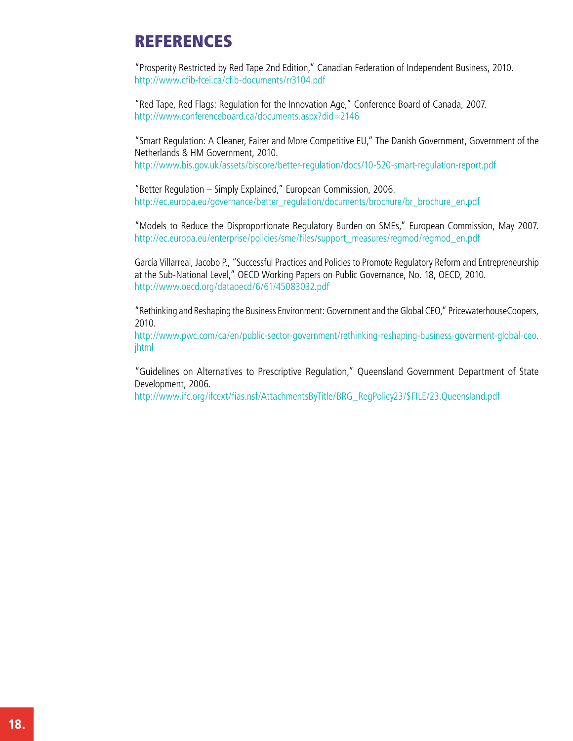# REFERENCES

"Prosperity Restricted by Red Tape 2nd Edition," Canadian Federation of Independent Business, 2010.
http://www.cfib-fcei.ca/cfib-documents/rr3104.pdf

"Red Tape, Red Flags: Regulation for the Innovation Age," Conference Board of Canada, 2007.
http://www.conferenceboard.ca/documents.aspx?did=2146

"Smart Regulation: A Cleaner, Fairer and More Competitive EU," The Danish Government, Government of the Netherlands & HM Government, 2010.
http://www.bis.gov.uk/assets/biscore/better-regulation/docs/10-520-smart-regulation-report.pdf

"Better Regulation – Simply Explained," European Commission, 2006.
http://ec.europa.eu/governance/better_regulation/documents/brochure/br_brochure_en.pdf

"Models to Reduce the Disproportionate Regulatory Burden on SMEs," European Commission, May 2007.
http://ec.europa.eu/enterprise/policies/sme/files/support_measures/regmod/regmod_en.pdf

García Villarreal, Jacobo P., "Successful Practices and Policies to Promote Regulatory Reform and Entrepreneurship at the Sub-National Level," OECD Working Papers on Public Governance, No. 18, OECD, 2010.
http://www.oecd.org/dataoecd/6/61/45083032.pdf

"Rethinking and Reshaping the Business Environment: Government and the Global CEO," PricewaterhouseCoopers, 2010.
http://www.pwc.com/ca/en/public-sector-government/rethinking-reshaping-business-goverment-global-ceo.jhtml

"Guidelines on Alternatives to Prescriptive Regulation," Queensland Government Department of State Development, 2006.
http://www.ifc.org/ifcext/fias.nsf/AttachmentsByTitle/BRG_RegPolicy23/$FILE/23.Queensland.pdf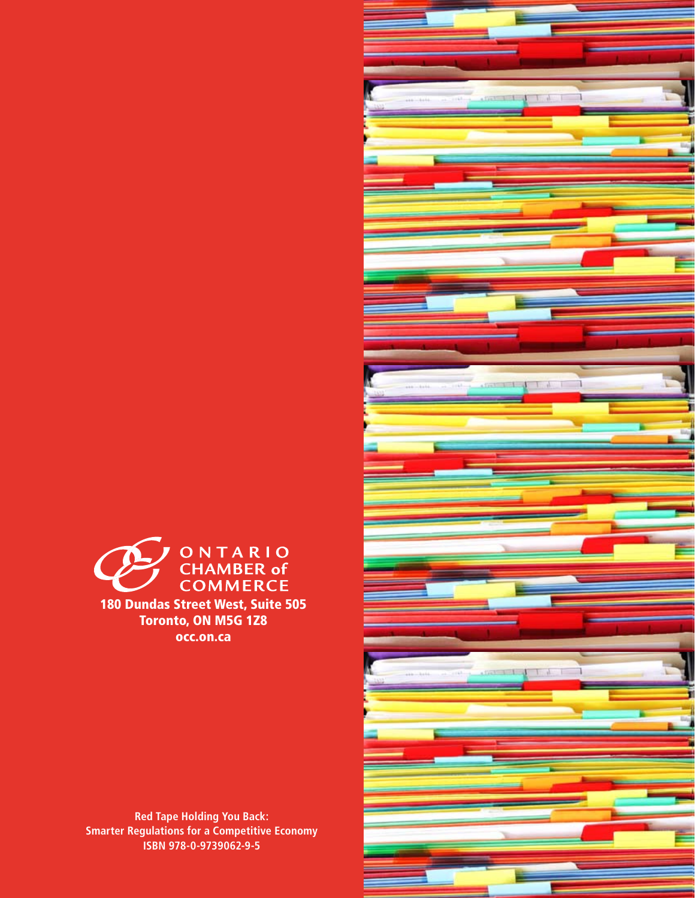ONTARIO
CHAMBER of
COMMERCE

**180 Dundas Street West, Suite 505**
**Toronto, ON M5G 1Z8**
**occ.on.ca**

**Red Tape Holding You Back:**
**Smarter Regulations for a Competitive Economy**
**ISBN 978-0-9739062-9-5**